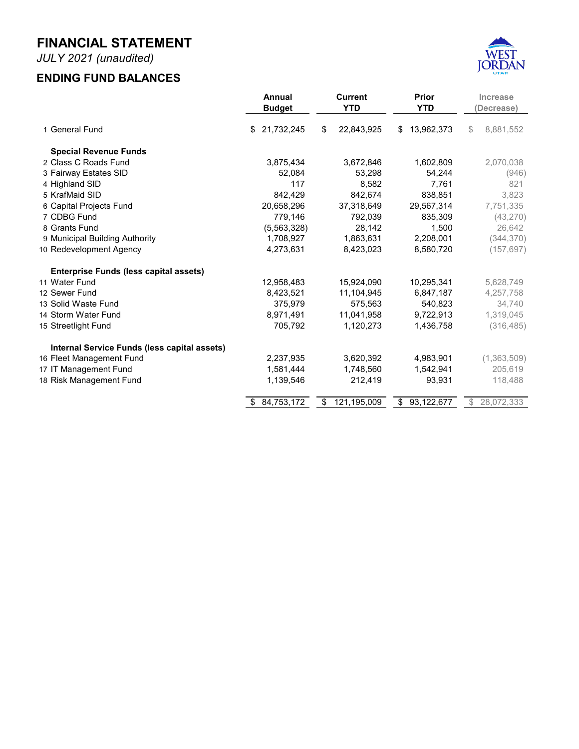# FINANCIAL STATEMENT

*JULY 2021 (unaudited)*

## ENDING FUND BALANCES

| | Annual Budget | Current YTD | Prior YTD | Increase (Decrease) |
|---|---|---|---|---|
| 1 General Fund | $ 21,732,245 | $ 22,843,925 | $ 13,962,373 | $ 8,881,552 |
| **Special Revenue Funds** | | | | |
| 2 Class C Roads Fund | 3,875,434 | 3,672,846 | 1,602,809 | 2,070,038 |
| 3 Fairway Estates SID | 52,084 | 53,298 | 54,244 | (946) |
| 4 Highland SID | 117 | 8,582 | 7,761 | 821 |
| 5 KrafMaid SID | 842,429 | 842,674 | 838,851 | 3,823 |
| 6 Capital Projects Fund | 20,658,296 | 37,318,649 | 29,567,314 | 7,751,335 |
| 7 CDBG Fund | 779,146 | 792,039 | 835,309 | (43,270) |
| 8 Grants Fund | (5,563,328) | 28,142 | 1,500 | 26,642 |
| 9 Municipal Building Authority | 1,708,927 | 1,863,631 | 2,208,001 | (344,370) |
| 10 Redevelopment Agency | 4,273,631 | 8,423,023 | 8,580,720 | (157,697) |
| **Enterprise Funds (less capital assets)** | | | | |
| 11 Water Fund | 12,958,483 | 15,924,090 | 10,295,341 | 5,628,749 |
| 12 Sewer Fund | 8,423,521 | 11,104,945 | 6,847,187 | 4,257,758 |
| 13 Solid Waste Fund | 375,979 | 575,563 | 540,823 | 34,740 |
| 14 Storm Water Fund | 8,971,491 | 11,041,958 | 9,722,913 | 1,319,045 |
| 15 Streetlight Fund | 705,792 | 1,120,273 | 1,436,758 | (316,485) |
| **Internal Service Funds (less capital assets)** | | | | |
| 16 Fleet Management Fund | 2,237,935 | 3,620,392 | 4,983,901 | (1,363,509) |
| 17 IT Management Fund | 1,581,444 | 1,748,560 | 1,542,941 | 205,619 |
| 18 Risk Management Fund | 1,139,546 | 212,419 | 93,931 | 118,488 |
| | $ 84,753,172 | $ 121,195,009 | $ 93,122,677 | $ 28,072,333 |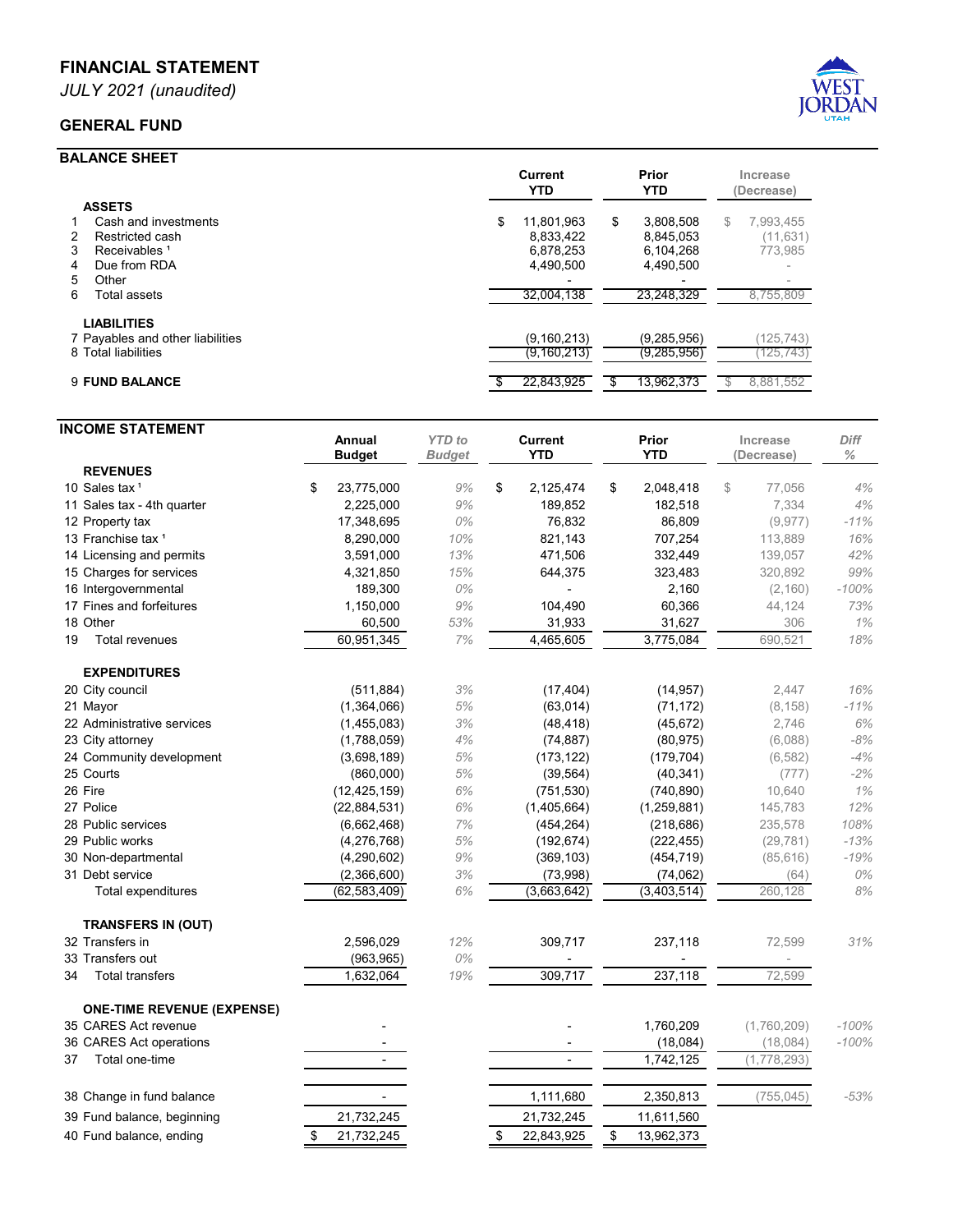# FINANCIAL STATEMENT

*JULY 2021 (unaudited)*

## GENERAL FUND

### BALANCE SHEET

| | | Current YTD | Prior YTD | Increase (Decrease) |
|---|---|---|---|---|
| | **ASSETS** | | | |
| 1 | Cash and investments | $ 11,801,963 | $ 3,808,508 | $ 7,993,455 |
| 2 | Restricted cash | 8,833,422 | 8,845,053 | (11,631) |
| 3 | Receivables [1] | 6,878,253 | 6,104,268 | 773,985 |
| 4 | Due from RDA | 4,490,500 | 4,490,500 | - |
| 5 | Other | - | - | - |
| 6 | Total assets | 32,004,138 | 23,248,329 | 8,755,809 |
| | **LIABILITIES** | | | |
| 7 | Payables and other liabilities | (9,160,213) | (9,285,956) | (125,743) |
| 8 | Total liabilities | (9,160,213) | (9,285,956) | (125,743) |
| 9 | **FUND BALANCE** | $ 22,843,925 | $ 13,962,373 | $ 8,881,552 |

### INCOME STATEMENT

| | | Annual Budget | *YTD to Budget* | Current YTD | Prior YTD | Increase (Decrease) | *Diff %* |
|---|---|---|---|---|---|---|---|
| | **REVENUES** | | | | | | |
| 10 | Sales tax [1] | $ 23,775,000 | *9%* | $ 2,125,474 | $ 2,048,418 | $ 77,056 | *4%* |
| 11 | Sales tax - 4th quarter | 2,225,000 | *9%* | 189,852 | 182,518 | 7,334 | *4%* |
| 12 | Property tax | 17,348,695 | *0%* | 76,832 | 86,809 | (9,977) | *-11%* |
| 13 | Franchise tax [1] | 8,290,000 | *10%* | 821,143 | 707,254 | 113,889 | *16%* |
| 14 | Licensing and permits | 3,591,000 | *13%* | 471,506 | 332,449 | 139,057 | *42%* |
| 15 | Charges for services | 4,321,850 | *15%* | 644,375 | 323,483 | 320,892 | *99%* |
| 16 | Intergovernmental | 189,300 | *0%* | - | 2,160 | (2,160) | *-100%* |
| 17 | Fines and forfeitures | 1,150,000 | *9%* | 104,490 | 60,366 | 44,124 | *73%* |
| 18 | Other | 60,500 | *53%* | 31,933 | 31,627 | 306 | *1%* |
| 19 | Total revenues | 60,951,345 | *7%* | 4,465,605 | 3,775,084 | 690,521 | *18%* |
| | **EXPENDITURES** | | | | | | |
| 20 | City council | (511,884) | *3%* | (17,404) | (14,957) | 2,447 | *16%* |
| 21 | Mayor | (1,364,066) | *5%* | (63,014) | (71,172) | (8,158) | *-11%* |
| 22 | Administrative services | (1,455,083) | *3%* | (48,418) | (45,672) | 2,746 | *6%* |
| 23 | City attorney | (1,788,059) | *4%* | (74,887) | (80,975) | (6,088) | *-8%* |
| 24 | Community development | (3,698,189) | *5%* | (173,122) | (179,704) | (6,582) | *-4%* |
| 25 | Courts | (860,000) | *5%* | (39,564) | (40,341) | (777) | *-2%* |
| 26 | Fire | (12,425,159) | *6%* | (751,530) | (740,890) | 10,640 | *1%* |
| 27 | Police | (22,884,531) | *6%* | (1,405,664) | (1,259,881) | 145,783 | *12%* |
| 28 | Public services | (6,662,468) | *7%* | (454,264) | (218,686) | 235,578 | *108%* |
| 29 | Public works | (4,276,768) | *5%* | (192,674) | (222,455) | (29,781) | *-13%* |
| 30 | Non-departmental | (4,290,602) | *9%* | (369,103) | (454,719) | (85,616) | *-19%* |
| 31 | Debt service | (2,366,600) | *3%* | (73,998) | (74,062) | (64) | *0%* |
| | Total expenditures | (62,583,409) | *6%* | (3,663,642) | (3,403,514) | 260,128 | *8%* |
| | **TRANSFERS IN (OUT)** | | | | | | |
| 32 | Transfers in | 2,596,029 | *12%* | 309,717 | 237,118 | 72,599 | *31%* |
| 33 | Transfers out | (963,965) | *0%* | - | - | - | |
| 34 | Total transfers | 1,632,064 | *19%* | 309,717 | 237,118 | 72,599 | |
| | **ONE-TIME REVENUE (EXPENSE)** | | | | | | |
| 35 | CARES Act revenue | - | | - | 1,760,209 | (1,760,209) | *-100%* |
| 36 | CARES Act operations | - | | - | (18,084) | (18,084) | *-100%* |
| 37 | Total one-time | - | | - | 1,742,125 | (1,778,293) | |
| 38 | Change in fund balance | - | | 1,111,680 | 2,350,813 | (755,045) | *-53%* |
| 39 | Fund balance, beginning | 21,732,245 | | 21,732,245 | 11,611,560 | | |
| 40 | Fund balance, ending | $ 21,732,245 | | $ 22,843,925 | $ 13,962,373 | | |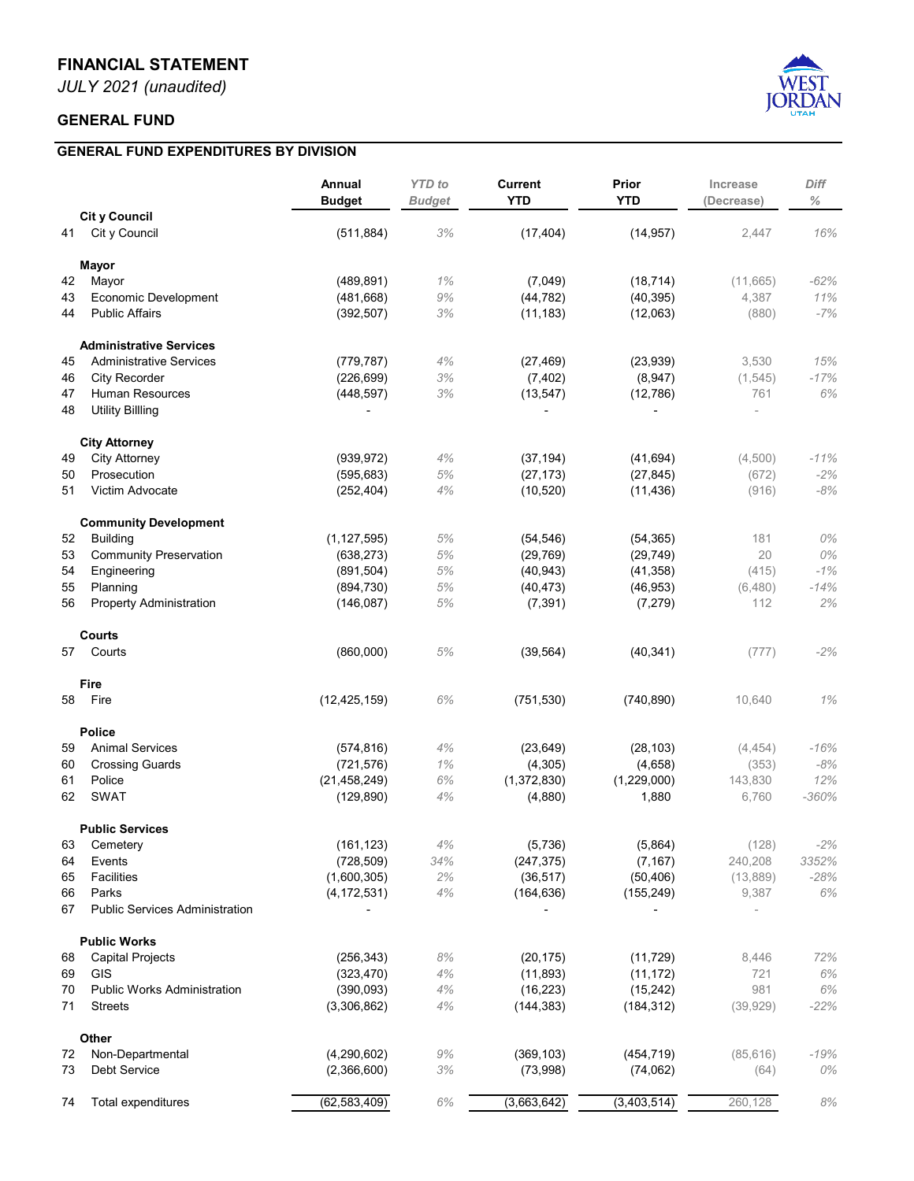# FINANCIAL STATEMENT

*JULY 2021 (unaudited)*

## GENERAL FUND

### GENERAL FUND EXPENDITURES BY DIVISION

| | | Annual Budget | *YTD to Budget* | Current YTD | Prior YTD | Increase (Decrease) | *Diff %* |
|---|---|---|---|---|---|---|---|
| | **Cit y Council** | | | | | | |
| 41 | Cit y Council | (511,884) | *3%* | (17,404) | (14,957) | 2,447 | *16%* |
| | **Mayor** | | | | | | |
| 42 | Mayor | (489,891) | *1%* | (7,049) | (18,714) | (11,665) | *-62%* |
| 43 | Economic Development | (481,668) | *9%* | (44,782) | (40,395) | 4,387 | *11%* |
| 44 | Public Affairs | (392,507) | *3%* | (11,183) | (12,063) | (880) | *-7%* |
| | **Administrative Services** | | | | | | |
| 45 | Administrative Services | (779,787) | *4%* | (27,469) | (23,939) | 3,530 | *15%* |
| 46 | City Recorder | (226,699) | *3%* | (7,402) | (8,947) | (1,545) | *-17%* |
| 47 | Human Resources | (448,597) | *3%* | (13,547) | (12,786) | 761 | *6%* |
| 48 | Utility Billling | - | | - | - | - | |
| | **City Attorney** | | | | | | |
| 49 | City Attorney | (939,972) | *4%* | (37,194) | (41,694) | (4,500) | *-11%* |
| 50 | Prosecution | (595,683) | *5%* | (27,173) | (27,845) | (672) | *-2%* |
| 51 | Victim Advocate | (252,404) | *4%* | (10,520) | (11,436) | (916) | *-8%* |
| | **Community Development** | | | | | | |
| 52 | Building | (1,127,595) | *5%* | (54,546) | (54,365) | 181 | *0%* |
| 53 | Community Preservation | (638,273) | *5%* | (29,769) | (29,749) | 20 | *0%* |
| 54 | Engineering | (891,504) | *5%* | (40,943) | (41,358) | (415) | *-1%* |
| 55 | Planning | (894,730) | *5%* | (40,473) | (46,953) | (6,480) | *-14%* |
| 56 | Property Administration | (146,087) | *5%* | (7,391) | (7,279) | 112 | *2%* |
| | **Courts** | | | | | | |
| 57 | Courts | (860,000) | *5%* | (39,564) | (40,341) | (777) | *-2%* |
| | **Fire** | | | | | | |
| 58 | Fire | (12,425,159) | *6%* | (751,530) | (740,890) | 10,640 | *1%* |
| | **Police** | | | | | | |
| 59 | Animal Services | (574,816) | *4%* | (23,649) | (28,103) | (4,454) | *-16%* |
| 60 | Crossing Guards | (721,576) | *1%* | (4,305) | (4,658) | (353) | *-8%* |
| 61 | Police | (21,458,249) | *6%* | (1,372,830) | (1,229,000) | 143,830 | *12%* |
| 62 | SWAT | (129,890) | *4%* | (4,880) | 1,880 | 6,760 | *-360%* |
| | **Public Services** | | | | | | |
| 63 | Cemetery | (161,123) | *4%* | (5,736) | (5,864) | (128) | *-2%* |
| 64 | Events | (728,509) | *34%* | (247,375) | (7,167) | 240,208 | *3352%* |
| 65 | Facilities | (1,600,305) | *2%* | (36,517) | (50,406) | (13,889) | *-28%* |
| 66 | Parks | (4,172,531) | *4%* | (164,636) | (155,249) | 9,387 | *6%* |
| 67 | Public Services Administration | - | | - | - | - | |
| | **Public Works** | | | | | | |
| 68 | Capital Projects | (256,343) | *8%* | (20,175) | (11,729) | 8,446 | *72%* |
| 69 | GIS | (323,470) | *4%* | (11,893) | (11,172) | 721 | *6%* |
| 70 | Public Works Administration | (390,093) | *4%* | (16,223) | (15,242) | 981 | *6%* |
| 71 | Streets | (3,306,862) | *4%* | (144,383) | (184,312) | (39,929) | *-22%* |
| | **Other** | | | | | | |
| 72 | Non-Departmental | (4,290,602) | *9%* | (369,103) | (454,719) | (85,616) | *-19%* |
| 73 | Debt Service | (2,366,600) | *3%* | (73,998) | (74,062) | (64) | *0%* |
| 74 | Total expenditures | (62,583,409) | *6%* | (3,663,642) | (3,403,514) | 260,128 | *8%* |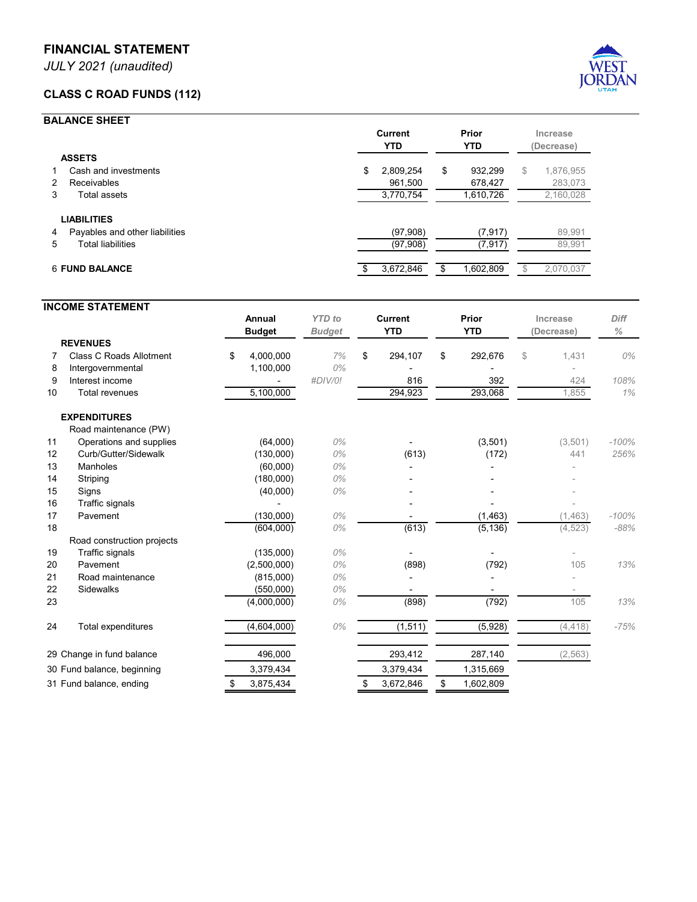# FINANCIAL STATEMENT

*JULY 2021 (unaudited)*

## CLASS C ROAD FUNDS (112)

### BALANCE SHEET

| | | Current YTD | Prior YTD | Increase (Decrease) |
|---|---|---|---|---|
| | **ASSETS** | | | |
| 1 | Cash and investments | $ 2,809,254 | $ 932,299 | $ 1,876,955 |
| 2 | Receivables | 961,500 | 678,427 | 283,073 |
| 3 | Total assets | 3,770,754 | 1,610,726 | 2,160,028 |
| | **LIABILITIES** | | | |
| 4 | Payables and other liabilities | (97,908) | (7,917) | 89,991 |
| 5 | Total liabilities | (97,908) | (7,917) | 89,991 |
| 6 | **FUND BALANCE** | $ 3,672,846 | $ 1,602,809 | $ 2,070,037 |

### INCOME STATEMENT

| | | Annual Budget | *YTD to Budget* | Current YTD | Prior YTD | Increase (Decrease) | *Diff %* |
|---|---|---|---|---|---|---|---|
| | **REVENUES** | | | | | | |
| 7 | Class C Roads Allotment | $ 4,000,000 | *7%* | $ 294,107 | $ 292,676 | $ 1,431 | *0%* |
| 8 | Intergovernmental | 1,100,000 | *0%* | - | - | - | |
| 9 | Interest income | - | *#DIV/0!* | 816 | 392 | 424 | *108%* |
| 10 | Total revenues | 5,100,000 | | 294,923 | 293,068 | 1,855 | *1%* |
| | **EXPENDITURES** | | | | | | |
| | Road maintenance (PW) | | | | | | |
| 11 | Operations and supplies | (64,000) | *0%* | - | (3,501) | (3,501) | *-100%* |
| 12 | Curb/Gutter/Sidewalk | (130,000) | *0%* | (613) | (172) | 441 | *256%* |
| 13 | Manholes | (60,000) | *0%* | - | - | - | |
| 14 | Striping | (180,000) | *0%* | - | - | - | |
| 15 | Signs | (40,000) | *0%* | - | - | - | |
| 16 | Traffic signals | - | | - | - | - | |
| 17 | Pavement | (130,000) | *0%* | - | (1,463) | (1,463) | *-100%* |
| 18 | | (604,000) | *0%* | (613) | (5,136) | (4,523) | *-88%* |
| | Road construction projects | | | | | | |
| 19 | Traffic signals | (135,000) | *0%* | - | - | - | |
| 20 | Pavement | (2,500,000) | *0%* | (898) | (792) | 105 | *13%* |
| 21 | Road maintenance | (815,000) | *0%* | - | - | - | |
| 22 | Sidewalks | (550,000) | *0%* | - | - | - | |
| 23 | | (4,000,000) | *0%* | (898) | (792) | 105 | *13%* |
| 24 | Total expenditures | (4,604,000) | *0%* | (1,511) | (5,928) | (4,418) | *-75%* |
| 29 | Change in fund balance | 496,000 | | 293,412 | 287,140 | (2,563) | |
| 30 | Fund balance, beginning | 3,379,434 | | 3,379,434 | 1,315,669 | | |
| 31 | Fund balance, ending | $ 3,875,434 | | $ 3,672,846 | $ 1,602,809 | | |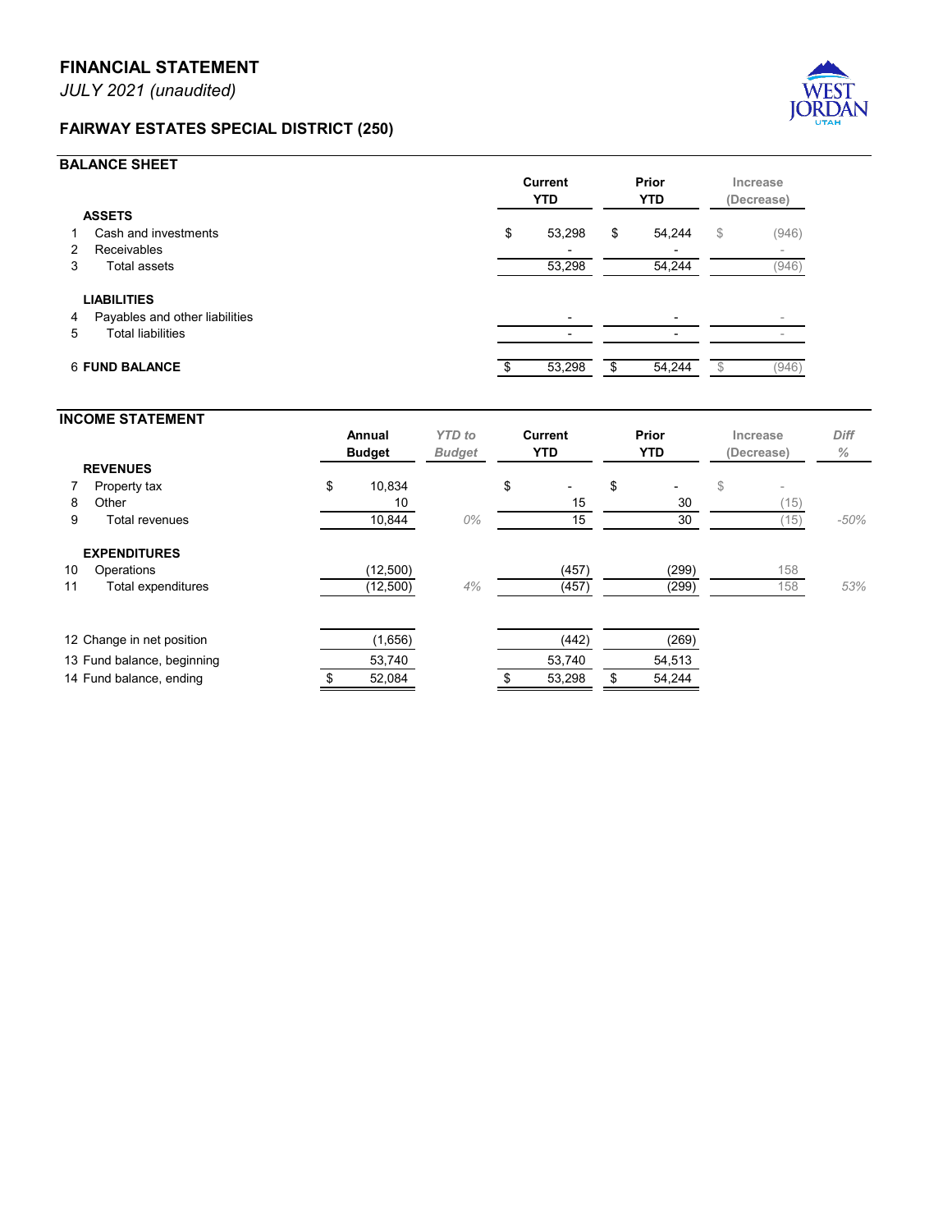# FINANCIAL STATEMENT

*JULY 2021 (unaudited)*

## FAIRWAY ESTATES SPECIAL DISTRICT (250)

### BALANCE SHEET

| | | Current YTD | Prior YTD | Increase (Decrease) |
|---|---|---|---|---|
| | **ASSETS** | | | |
| 1 | Cash and investments | $ 53,298 | $ 54,244 | $ (946) |
| 2 | Receivables | - | - | - |
| 3 | Total assets | 53,298 | 54,244 | (946) |
| | **LIABILITIES** | | | |
| 4 | Payables and other liabilities | - | - | - |
| 5 | Total liabilities | - | - | - |
| 6 | **FUND BALANCE** | $ 53,298 | $ 54,244 | $ (946) |

### INCOME STATEMENT

| | | Annual Budget | *YTD to Budget* | Current YTD | Prior YTD | Increase (Decrease) | *Diff %* |
|---|---|---|---|---|---|---|---|
| | **REVENUES** | | | | | | |
| 7 | Property tax | $ 10,834 | | $ - | $ - | $ - | |
| 8 | Other | 10 | | 15 | 30 | (15) | |
| 9 | Total revenues | 10,844 | *0%* | 15 | 30 | (15) | *-50%* |
| | **EXPENDITURES** | | | | | | |
| 10 | Operations | (12,500) | | (457) | (299) | 158 | |
| 11 | Total expenditures | (12,500) | *4%* | (457) | (299) | 158 | *53%* |
| 12 | Change in net position | (1,656) | | (442) | (269) | | |
| 13 | Fund balance, beginning | 53,740 | | 53,740 | 54,513 | | |
| 14 | Fund balance, ending | $ 52,084 | | $ 53,298 | $ 54,244 | | |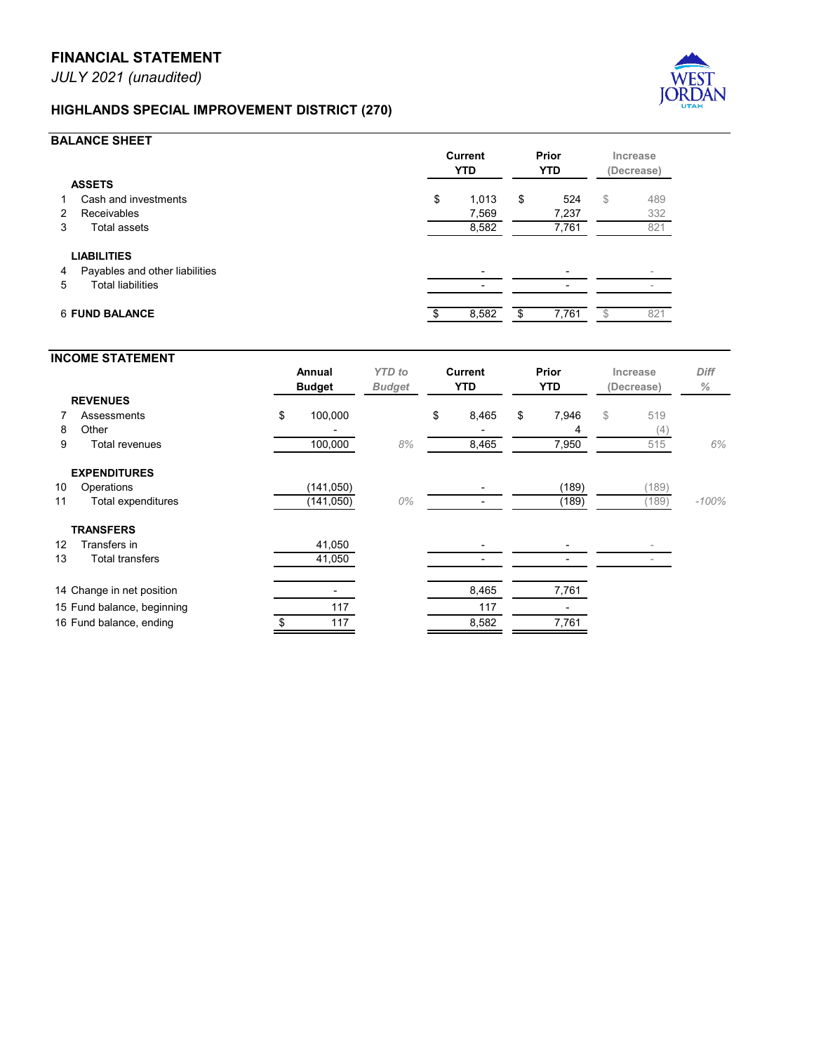# FINANCIAL STATEMENT

*JULY 2021 (unaudited)*

## HIGHLANDS SPECIAL IMPROVEMENT DISTRICT (270)

### BALANCE SHEET

| | | Current YTD | Prior YTD | Increase (Decrease) |
|---|---|---|---|---|
| | **ASSETS** | | | |
| 1 | Cash and investments | $ 1,013 | $ 524 | $ 489 |
| 2 | Receivables | 7,569 | 7,237 | 332 |
| 3 | Total assets | 8,582 | 7,761 | 821 |
| | **LIABILITIES** | | | |
| 4 | Payables and other liabilities | - | - | - |
| 5 | Total liabilities | - | - | - |
| 6 | **FUND BALANCE** | $ 8,582 | $ 7,761 | $ 821 |

### INCOME STATEMENT

| | | Annual Budget | *YTD to Budget* | Current YTD | Prior YTD | Increase (Decrease) | *Diff %* |
|---|---|---|---|---|---|---|---|
| | **REVENUES** | | | | | | |
| 7 | Assessments | $ 100,000 | | $ 8,465 | $ 7,946 | $ 519 | |
| 8 | Other | - | | - | 4 | (4) | |
| 9 | Total revenues | 100,000 | *8%* | 8,465 | 7,950 | 515 | *6%* |
| | **EXPENDITURES** | | | | | | |
| 10 | Operations | (141,050) | | - | (189) | (189) | |
| 11 | Total expenditures | (141,050) | *0%* | - | (189) | (189) | *-100%* |
| | **TRANSFERS** | | | | | | |
| 12 | Transfers in | 41,050 | | - | - | - | |
| 13 | Total transfers | 41,050 | | - | - | - | |
| 14 | Change in net position | - | | 8,465 | 7,761 | | |
| 15 | Fund balance, beginning | 117 | | 117 | - | | |
| 16 | Fund balance, ending | $ 117 | | 8,582 | 7,761 | | |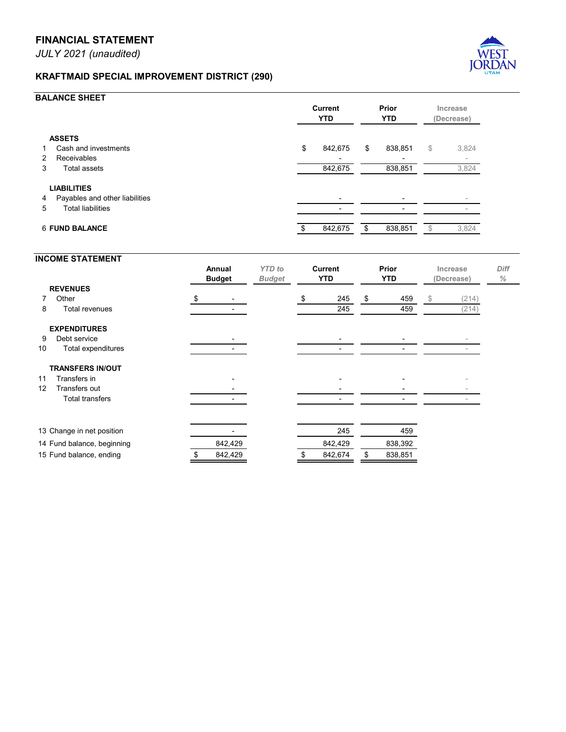# FINANCIAL STATEMENT

*JULY 2021 (unaudited)*

## KRAFTMAID SPECIAL IMPROVEMENT DISTRICT (290)

### BALANCE SHEET

| | | Current YTD | Prior YTD | Increase (Decrease) |
|---|---|---|---|---|
| | **ASSETS** | | | |
| 1 | Cash and investments | $ 842,675 | $ 838,851 | $ 3,824 |
| 2 | Receivables | - | - | - |
| 3 | Total assets | 842,675 | 838,851 | 3,824 |
| | **LIABILITIES** | | | |
| 4 | Payables and other liabilities | - | - | - |
| 5 | Total liabilities | - | - | - |
| 6 | **FUND BALANCE** | $ 842,675 | $ 838,851 | $ 3,824 |

### INCOME STATEMENT

| | | Annual Budget | *YTD to Budget* | Current YTD | Prior YTD | Increase (Decrease) | *Diff %* |
|---|---|---|---|---|---|---|---|
| | **REVENUES** | | | | | | |
| 7 | Other | $ - | | $ 245 | $ 459 | $ (214) | |
| 8 | Total revenues | - | | 245 | 459 | (214) | |
| | **EXPENDITURES** | | | | | | |
| 9 | Debt service | - | | - | - | - | |
| 10 | Total expenditures | - | | - | - | - | |
| | **TRANSFERS IN/OUT** | | | | | | |
| 11 | Transfers in | - | | - | - | - | |
| 12 | Transfers out | - | | - | - | - | |
| | Total transfers | - | | - | - | - | |
| 13 | Change in net position | - | | 245 | 459 | | |
| 14 | Fund balance, beginning | 842,429 | | 842,429 | 838,392 | | |
| 15 | Fund balance, ending | $ 842,429 | | $ 842,674 | $ 838,851 | | |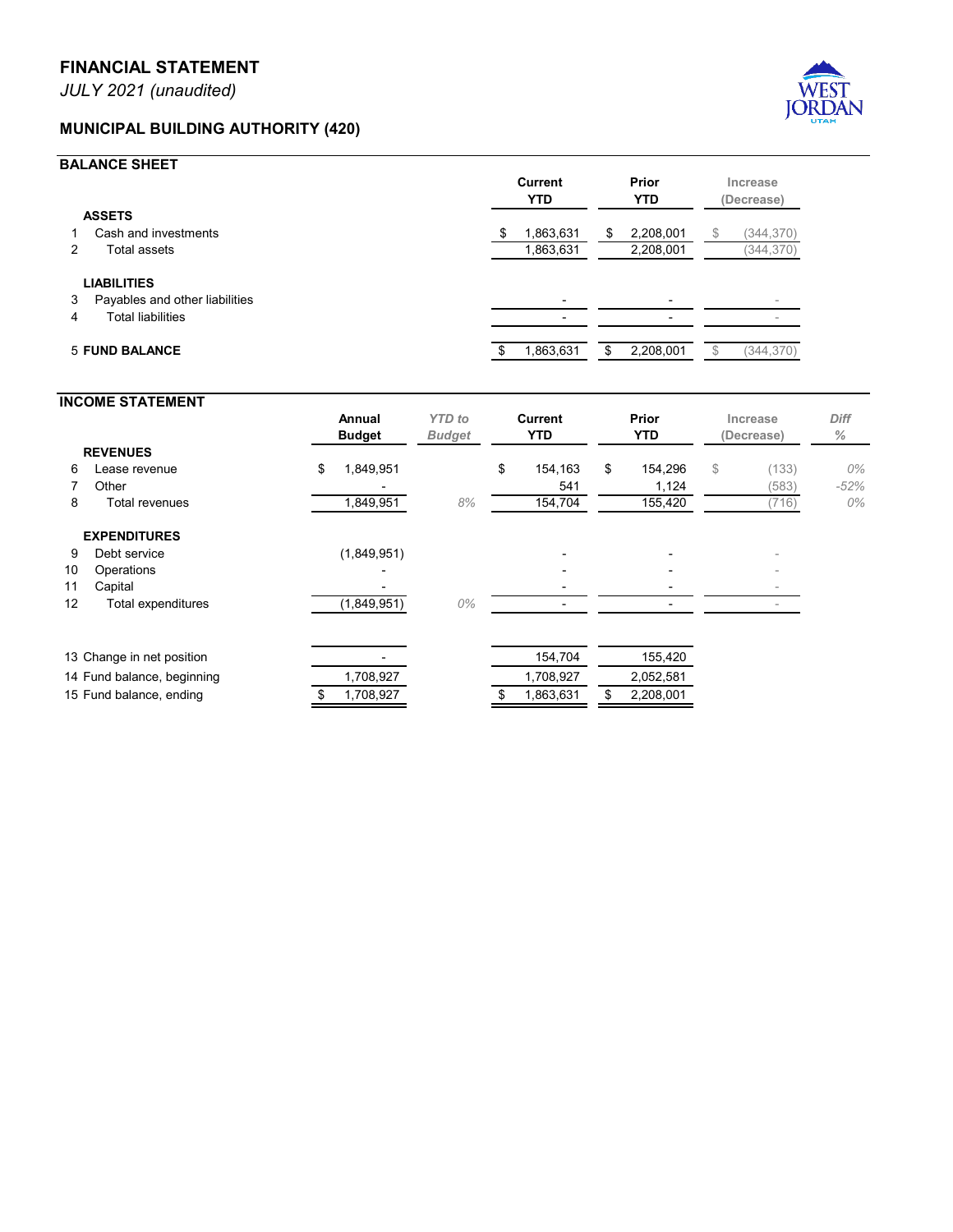# FINANCIAL STATEMENT

*JULY 2021 (unaudited)*

## MUNICIPAL BUILDING AUTHORITY (420)

### BALANCE SHEET

| | | Current YTD | Prior YTD | Increase (Decrease) |
|---|---|---|---|---|
| | **ASSETS** | | | |
| 1 | Cash and investments | $ 1,863,631 | $ 2,208,001 | $ (344,370) |
| 2 | Total assets | 1,863,631 | 2,208,001 | (344,370) |
| | **LIABILITIES** | | | |
| 3 | Payables and other liabilities | - | - | - |
| 4 | Total liabilities | - | - | - |
| 5 | **FUND BALANCE** | $ 1,863,631 | $ 2,208,001 | $ (344,370) |

### INCOME STATEMENT

| | | Annual Budget | *YTD to Budget* | Current YTD | Prior YTD | Increase (Decrease) | *Diff %* |
|---|---|---|---|---|---|---|---|
| | **REVENUES** | | | | | | |
| 6 | Lease revenue | $ 1,849,951 | | $ 154,163 | $ 154,296 | $ (133) | *0%* |
| 7 | Other | - | | 541 | 1,124 | (583) | *-52%* |
| 8 | Total revenues | 1,849,951 | *8%* | 154,704 | 155,420 | (716) | *0%* |
| | **EXPENDITURES** | | | | | | |
| 9 | Debt service | (1,849,951) | | - | - | - | |
| 10 | Operations | - | | - | - | - | |
| 11 | Capital | - | | - | - | - | |
| 12 | Total expenditures | (1,849,951) | *0%* | - | - | - | |
| 13 | Change in net position | - | | 154,704 | 155,420 | | |
| 14 | Fund balance, beginning | 1,708,927 | | 1,708,927 | 2,052,581 | | |
| 15 | Fund balance, ending | $ 1,708,927 | | $ 1,863,631 | $ 2,208,001 | | |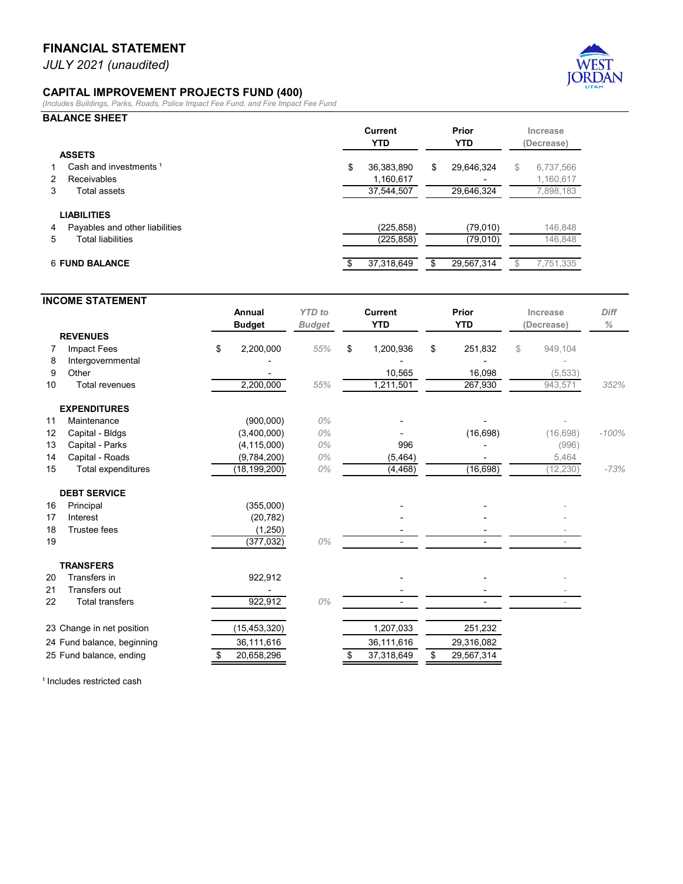# FINANCIAL STATEMENT

*JULY 2021 (unaudited)*

## CAPITAL IMPROVEMENT PROJECTS FUND (400)

*(Includes Buildings, Parks, Roads, Police Impact Fee Fund, and Fire Impact Fee Fund*

### BALANCE SHEET

| | | Current YTD | Prior YTD | Increase (Decrease) |
|---|---|---|---|---|
| | **ASSETS** | | | |
| 1 | Cash and investments [1] | $ 36,383,890 | $ 29,646,324 | $ 6,737,566 |
| 2 | Receivables | 1,160,617 | - | 1,160,617 |
| 3 | Total assets | 37,544,507 | 29,646,324 | 7,898,183 |
| | **LIABILITIES** | | | |
| 4 | Payables and other liabilities | (225,858) | (79,010) | 146,848 |
| 5 | Total liabilities | (225,858) | (79,010) | 146,848 |
| 6 | **FUND BALANCE** | $ 37,318,649 | $ 29,567,314 | $ 7,751,335 |

### INCOME STATEMENT

| | | Annual Budget | *YTD to Budget* | Current YTD | Prior YTD | Increase (Decrease) | *Diff %* |
|---|---|---|---|---|---|---|---|
| | **REVENUES** | | | | | | |
| 7 | Impact Fees | $ 2,200,000 | *55%* | $ 1,200,936 | $ 251,832 | $ 949,104 | |
| 8 | Intergovernmental | - | | - | - | - | |
| 9 | Other | - | | 10,565 | 16,098 | (5,533) | |
| 10 | Total revenues | 2,200,000 | *55%* | 1,211,501 | 267,930 | 943,571 | *352%* |
| | **EXPENDITURES** | | | | | | |
| 11 | Maintenance | (900,000) | *0%* | - | - | - | |
| 12 | Capital - Bldgs | (3,400,000) | *0%* | - | (16,698) | (16,698) | *-100%* |
| 13 | Capital - Parks | (4,115,000) | *0%* | 996 | - | (996) | |
| 14 | Capital - Roads | (9,784,200) | *0%* | (5,464) | - | 5,464 | |
| 15 | Total expenditures | (18,199,200) | *0%* | (4,468) | (16,698) | (12,230) | *-73%* |
| | **DEBT SERVICE** | | | | | | |
| 16 | Principal | (355,000) | | - | - | - | |
| 17 | Interest | (20,782) | | - | - | - | |
| 18 | Trustee fees | (1,250) | | - | - | - | |
| 19 | | (377,032) | *0%* | - | - | - | |
| | **TRANSFERS** | | | | | | |
| 20 | Transfers in | 922,912 | | - | - | - | |
| 21 | Transfers out | - | | - | - | - | |
| 22 | Total transfers | 922,912 | *0%* | - | - | - | |
| 23 | Change in net position | (15,453,320) | | 1,207,033 | 251,232 | | |
| 24 | Fund balance, beginning | 36,111,616 | | 36,111,616 | 29,316,082 | | |
| 25 | Fund balance, ending | $ 20,658,296 | | $ 37,318,649 | $ 29,567,314 | | |

[1] Includes restricted cash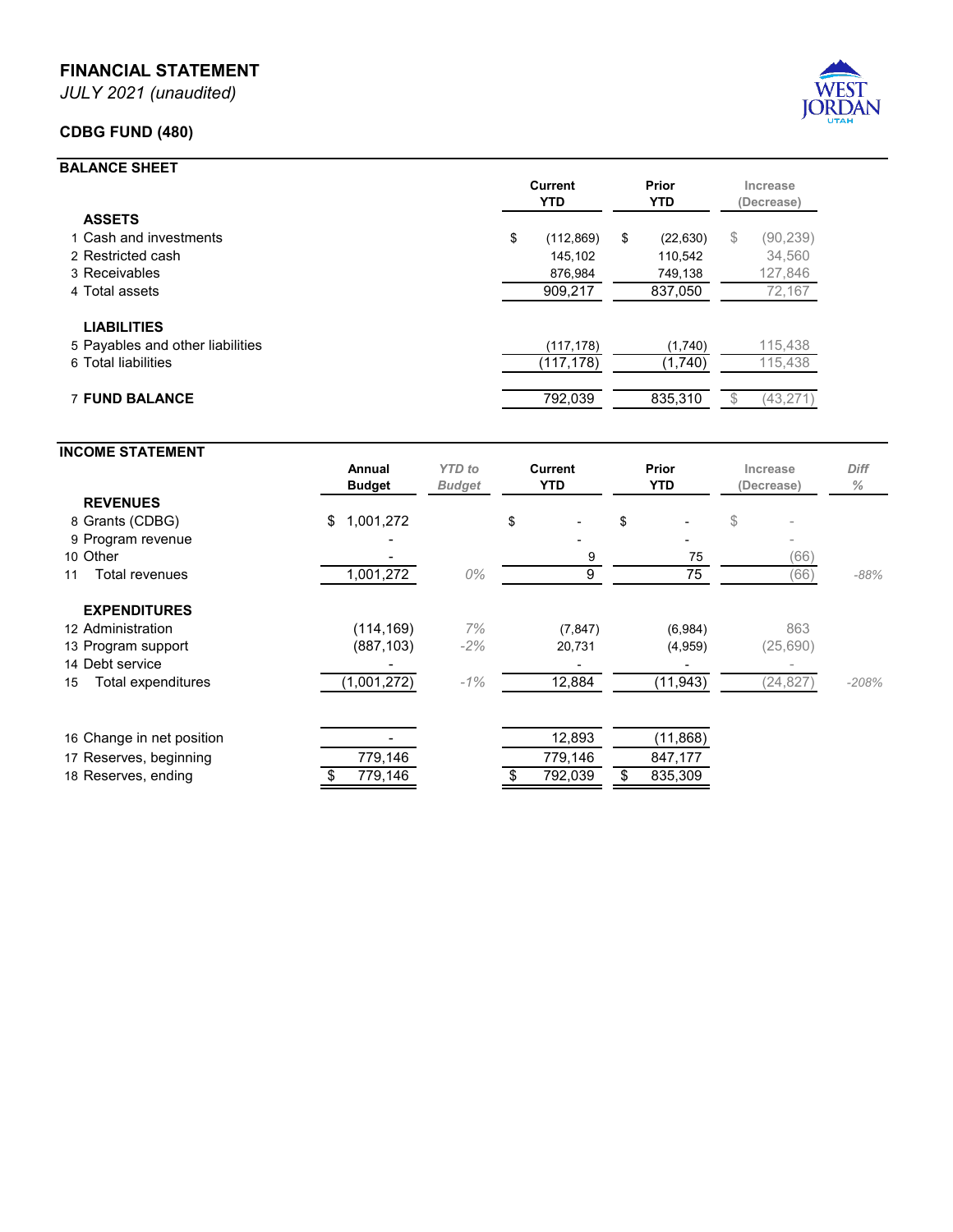# FINANCIAL STATEMENT

*JULY 2021 (unaudited)*

### CDBG FUND (480)

## BALANCE SHEET

| | | Current YTD | Prior YTD | Increase (Decrease) |
|---|---|---|---|---|
| | **ASSETS** | | | |
| 1 | Cash and investments | $ (112,869) | $ (22,630) | $ (90,239) |
| 2 | Restricted cash | 145,102 | 110,542 | 34,560 |
| 3 | Receivables | 876,984 | 749,138 | 127,846 |
| 4 | Total assets | 909,217 | 837,050 | 72,167 |
| | **LIABILITIES** | | | |
| 5 | Payables and other liabilities | (117,178) | (1,740) | 115,438 |
| 6 | Total liabilities | (117,178) | (1,740) | 115,438 |
| 7 | **FUND BALANCE** | 792,039 | 835,310 | $ (43,271) |

## INCOME STATEMENT

| | | Annual Budget | *YTD to Budget* | Current YTD | Prior YTD | Increase (Decrease) | *Diff %* |
|---|---|---|---|---|---|---|---|
| | **REVENUES** | | | | | | |
| 8 | Grants (CDBG) | $ 1,001,272 | | $ - | $ - | $ - | |
| 9 | Program revenue | - | | - | - | - | |
| 10 | Other | - | | 9 | 75 | (66) | |
| 11 | Total revenues | 1,001,272 | *0%* | 9 | 75 | (66) | *-88%* |
| | **EXPENDITURES** | | | | | | |
| 12 | Administration | (114,169) | *7%* | (7,847) | (6,984) | 863 | |
| 13 | Program support | (887,103) | *-2%* | 20,731 | (4,959) | (25,690) | |
| 14 | Debt service | - | | - | - | - | |
| 15 | Total expenditures | (1,001,272) | *-1%* | 12,884 | (11,943) | (24,827) | *-208%* |
| 16 | Change in net position | - | | 12,893 | (11,868) | | |
| 17 | Reserves, beginning | 779,146 | | 779,146 | 847,177 | | |
| 18 | Reserves, ending | $ 779,146 | | $ 792,039 | $ 835,309 | | |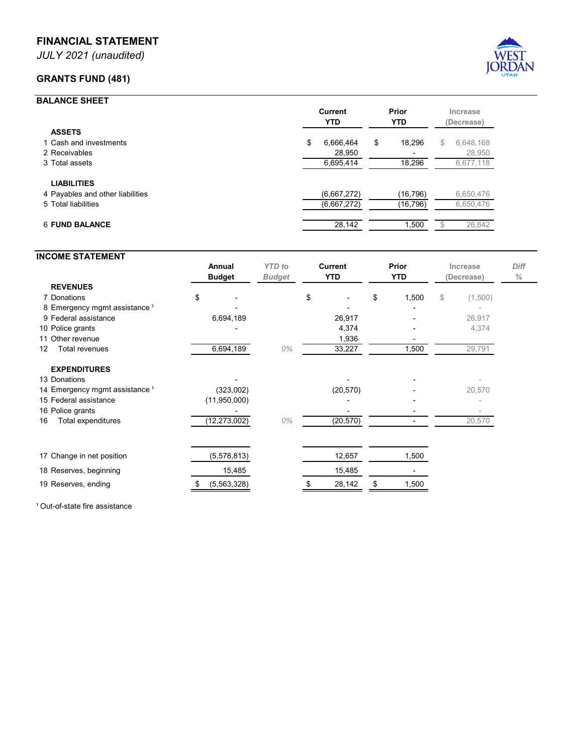# FINANCIAL STATEMENT

*JULY 2021 (unaudited)*

## GRANTS FUND (481)

### BALANCE SHEET

| | Current YTD | Prior YTD | Increase (Decrease) |
|---|---|---|---|
| **ASSETS** | | | |
| 1 Cash and investments | $ 6,666,464 | $ 18,296 | $ 6,648,168 |
| 2 Receivables | 28,950 | - | 28,950 |
| 3 Total assets | 6,695,414 | 18,296 | 6,677,118 |
| **LIABILITIES** | | | |
| 4 Payables and other liabilities | (6,667,272) | (16,796) | 6,650,476 |
| 5 Total liabilities | (6,667,272) | (16,796) | 6,650,476 |
| 6 **FUND BALANCE** | 28,142 | 1,500 | $ 26,642 |

### INCOME STATEMENT

| | Annual Budget | *YTD to Budget* | Current YTD | Prior YTD | Increase (Decrease) | *Diff %* |
|---|---|---|---|---|---|---|
| **REVENUES** | | | | | | |
| 7 Donations | $ - | | $ - | $ 1,500 | $ (1,500) | |
| 8 Emergency mgmt assistance [1] | - | | - | - | - | |
| 9 Federal assistance | 6,694,189 | | 26,917 | - | 26,917 | |
| 10 Police grants | - | | 4,374 | - | 4,374 | |
| 11 Other revenue | | | 1,936 | - | | |
| 12 Total revenues | 6,694,189 | *0%* | 33,227 | 1,500 | 29,791 | |
| **EXPENDITURES** | | | | | | |
| 13 Donations | - | | - | - | - | |
| 14 Emergency mgmt assistance [1] | (323,002) | | (20,570) | - | 20,570 | |
| 15 Federal assistance | (11,950,000) | | - | - | - | |
| 16 Police grants | - | | - | - | - | |
| 16 Total expenditures | (12,273,002) | *0%* | (20,570) | - | 20,570 | |
| 17 Change in net position | (5,578,813) | | 12,657 | 1,500 | | |
| 18 Reserves, beginning | 15,485 | | 15,485 | - | | |
| 19 Reserves, ending | $ (5,563,328) | | $ 28,142 | $ 1,500 | | |

[1] Out-of-state fire assistance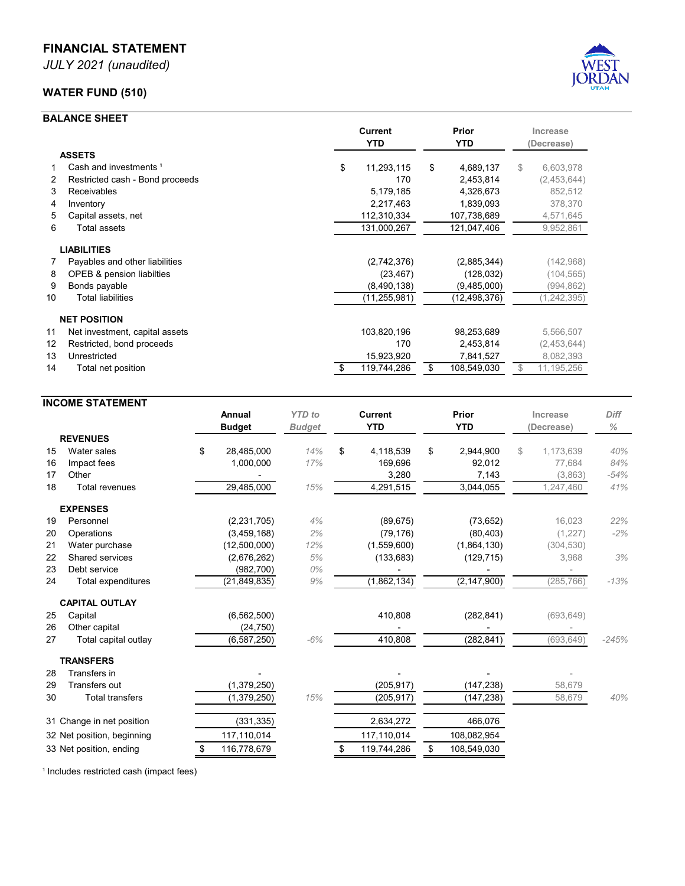# FINANCIAL STATEMENT

*JULY 2021 (unaudited)*

## WATER FUND (510)

### BALANCE SHEET

| | | Current YTD | Prior YTD | Increase (Decrease) |
|---|---|---|---|---|
| | **ASSETS** | | | |
| 1 | Cash and investments [1] | $ 11,293,115 | $ 4,689,137 | $ 6,603,978 |
| 2 | Restricted cash - Bond proceeds | 170 | 2,453,814 | (2,453,644) |
| 3 | Receivables | 5,179,185 | 4,326,673 | 852,512 |
| 4 | Inventory | 2,217,463 | 1,839,093 | 378,370 |
| 5 | Capital assets, net | 112,310,334 | 107,738,689 | 4,571,645 |
| 6 | Total assets | 131,000,267 | 121,047,406 | 9,952,861 |
| | **LIABILITIES** | | | |
| 7 | Payables and other liabilities | (2,742,376) | (2,885,344) | (142,968) |
| 8 | OPEB & pension liabilties | (23,467) | (128,032) | (104,565) |
| 9 | Bonds payable | (8,490,138) | (9,485,000) | (994,862) |
| 10 | Total liabilities | (11,255,981) | (12,498,376) | (1,242,395) |
| | **NET POSITION** | | | |
| 11 | Net investment, capital assets | 103,820,196 | 98,253,689 | 5,566,507 |
| 12 | Restricted, bond proceeds | 170 | 2,453,814 | (2,453,644) |
| 13 | Unrestricted | 15,923,920 | 7,841,527 | 8,082,393 |
| 14 | Total net position | $ 119,744,286 | $ 108,549,030 | $ 11,195,256 |

### INCOME STATEMENT

| | | Annual Budget | *YTD to Budget* | Current YTD | Prior YTD | Increase (Decrease) | *Diff %* |
|---|---|---|---|---|---|---|---|
| | **REVENUES** | | | | | | |
| 15 | Water sales | $ 28,485,000 | *14%* | $ 4,118,539 | $ 2,944,900 | $ 1,173,639 | *40%* |
| 16 | Impact fees | 1,000,000 | *17%* | 169,696 | 92,012 | 77,684 | *84%* |
| 17 | Other | - | | 3,280 | 7,143 | (3,863) | *-54%* |
| 18 | Total revenues | 29,485,000 | *15%* | 4,291,515 | 3,044,055 | 1,247,460 | *41%* |
| | **EXPENSES** | | | | | | |
| 19 | Personnel | (2,231,705) | *4%* | (89,675) | (73,652) | 16,023 | *22%* |
| 20 | Operations | (3,459,168) | *2%* | (79,176) | (80,403) | (1,227) | *-2%* |
| 21 | Water purchase | (12,500,000) | *12%* | (1,559,600) | (1,864,130) | (304,530) | |
| 22 | Shared services | (2,676,262) | *5%* | (133,683) | (129,715) | 3,968 | *3%* |
| 23 | Debt service | (982,700) | *0%* | - | - | - | |
| 24 | Total expenditures | (21,849,835) | *9%* | (1,862,134) | (2,147,900) | (285,766) | *-13%* |
| | **CAPITAL OUTLAY** | | | | | | |
| 25 | Capital | (6,562,500) | | 410,808 | (282,841) | (693,649) | |
| 26 | Other capital | (24,750) | | - | - | - | |
| 27 | Total capital outlay | (6,587,250) | *-6%* | 410,808 | (282,841) | (693,649) | *-245%* |
| | **TRANSFERS** | | | | | | |
| 28 | Transfers in | - | | - | - | - | |
| 29 | Transfers out | (1,379,250) | | (205,917) | (147,238) | 58,679 | |
| 30 | Total transfers | (1,379,250) | *15%* | (205,917) | (147,238) | 58,679 | *40%* |
| 31 | Change in net position | (331,335) | | 2,634,272 | 466,076 | | |
| 32 | Net position, beginning | 117,110,014 | | 117,110,014 | 108,082,954 | | |
| 33 | Net position, ending | $ 116,778,679 | | $ 119,744,286 | $ 108,549,030 | | |

[1] Includes restricted cash (impact fees)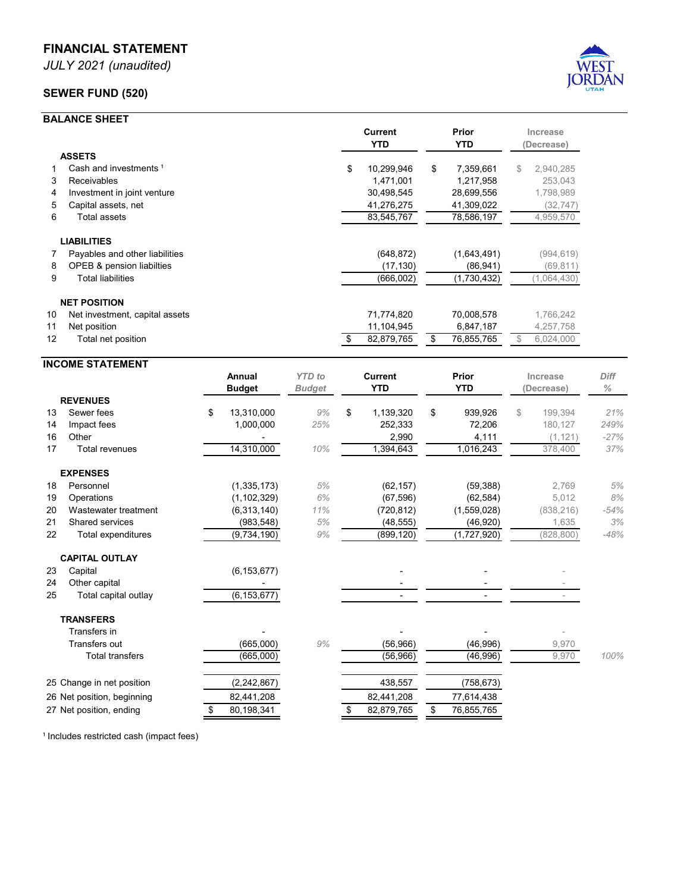# FINANCIAL STATEMENT

*JULY 2021 (unaudited)*

## SEWER FUND (520)

### BALANCE SHEET

| | | Current YTD | Prior YTD | Increase (Decrease) |
|---|---|---|---|---|
| | **ASSETS** | | | |
| 1 | Cash and investments [1] | $ 10,299,946 | $ 7,359,661 | $ 2,940,285 |
| 3 | Receivables | 1,471,001 | 1,217,958 | 253,043 |
| 4 | Investment in joint venture | 30,498,545 | 28,699,556 | 1,798,989 |
| 5 | Capital assets, net | 41,276,275 | 41,309,022 | (32,747) |
| 6 | Total assets | 83,545,767 | 78,586,197 | 4,959,570 |
| | **LIABILITIES** | | | |
| 7 | Payables and other liabilities | (648,872) | (1,643,491) | (994,619) |
| 8 | OPEB & pension liabilties | (17,130) | (86,941) | (69,811) |
| 9 | Total liabilities | (666,002) | (1,730,432) | (1,064,430) |
| | **NET POSITION** | | | |
| 10 | Net investment, capital assets | 71,774,820 | 70,008,578 | 1,766,242 |
| 11 | Net position | 11,104,945 | 6,847,187 | 4,257,758 |
| 12 | Total net position | $ 82,879,765 | $ 76,855,765 | $ 6,024,000 |

### INCOME STATEMENT

| | | Annual Budget | YTD to Budget | Current YTD | Prior YTD | Increase (Decrease) | Diff % |
|---|---|---|---|---|---|---|---|
| | **REVENUES** | | | | | | |
| 13 | Sewer fees | $ 13,310,000 | 9% | $ 1,139,320 | $ 939,926 | $ 199,394 | 21% |
| 14 | Impact fees | 1,000,000 | 25% | 252,333 | 72,206 | 180,127 | 249% |
| 16 | Other | - | | 2,990 | 4,111 | (1,121) | -27% |
| 17 | Total revenues | 14,310,000 | 10% | 1,394,643 | 1,016,243 | 378,400 | 37% |
| | **EXPENSES** | | | | | | |
| 18 | Personnel | (1,335,173) | 5% | (62,157) | (59,388) | 2,769 | 5% |
| 19 | Operations | (1,102,329) | 6% | (67,596) | (62,584) | 5,012 | 8% |
| 20 | Wastewater treatment | (6,313,140) | 11% | (720,812) | (1,559,028) | (838,216) | -54% |
| 21 | Shared services | (983,548) | 5% | (48,555) | (46,920) | 1,635 | 3% |
| 22 | Total expenditures | (9,734,190) | 9% | (899,120) | (1,727,920) | (828,800) | -48% |
| | **CAPITAL OUTLAY** | | | | | | |
| 23 | Capital | (6,153,677) | | - | - | - | |
| 24 | Other capital | - | | - | - | - | |
| 25 | Total capital outlay | (6,153,677) | | - | - | - | |
| | **TRANSFERS** | | | | | | |
| | Transfers in | - | | - | - | - | |
| | Transfers out | (665,000) | 9% | (56,966) | (46,996) | 9,970 | |
| | Total transfers | (665,000) | | (56,966) | (46,996) | 9,970 | 100% |
| 25 | Change in net position | (2,242,867) | | 438,557 | (758,673) | | |
| 26 | Net position, beginning | 82,441,208 | | 82,441,208 | 77,614,438 | | |
| 27 | Net position, ending | $ 80,198,341 | | $ 82,879,765 | $ 76,855,765 | | |

[1] Includes restricted cash (impact fees)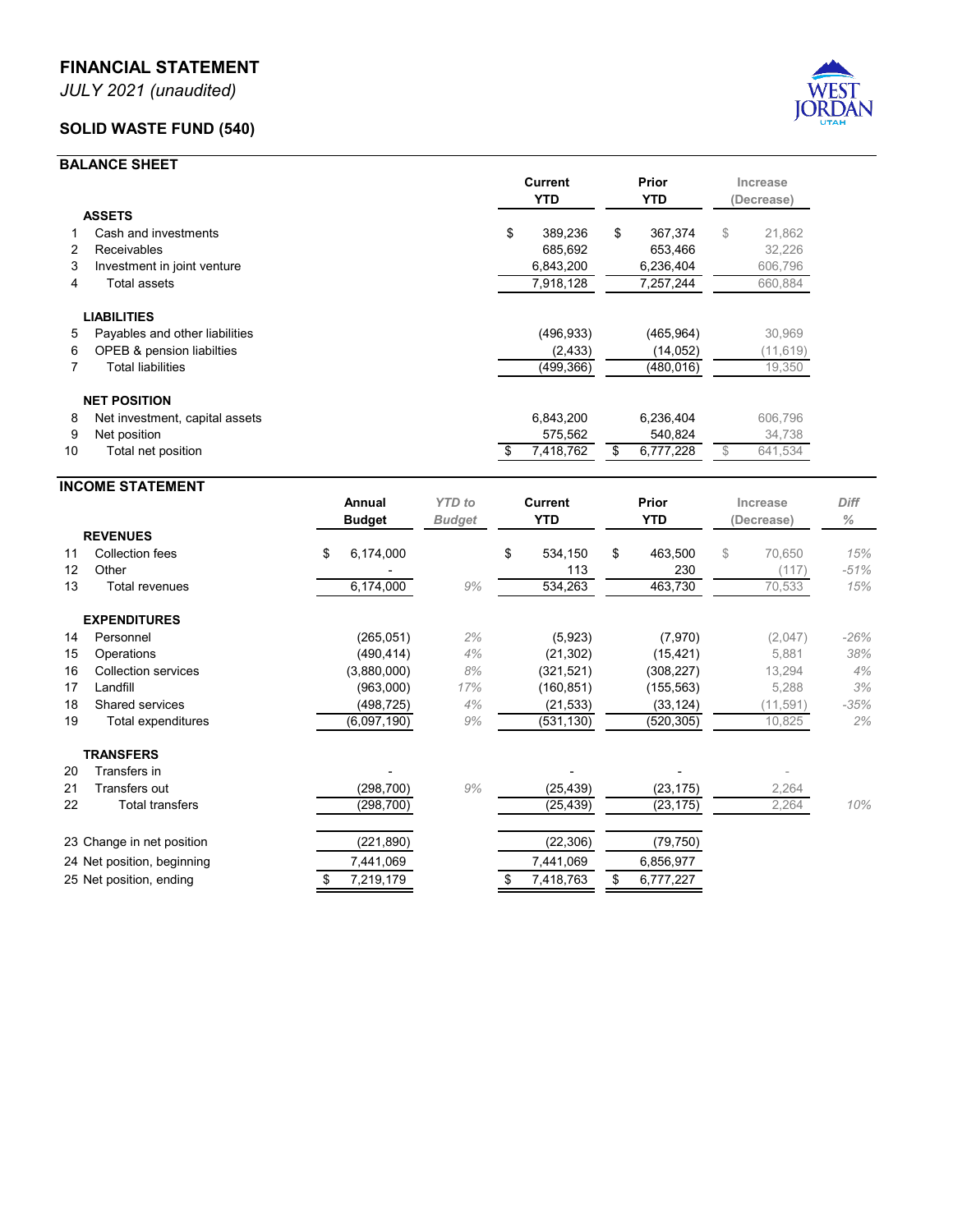# FINANCIAL STATEMENT

*JULY 2021 (unaudited)*

## SOLID WASTE FUND (540)

### BALANCE SHEET

| | | Current YTD | Prior YTD | Increase (Decrease) |
|---|---|---|---|---|
| | **ASSETS** | | | |
| 1 | Cash and investments | $ 389,236 | $ 367,374 | $ 21,862 |
| 2 | Receivables | 685,692 | 653,466 | 32,226 |
| 3 | Investment in joint venture | 6,843,200 | 6,236,404 | 606,796 |
| 4 | Total assets | 7,918,128 | 7,257,244 | 660,884 |
| | **LIABILITIES** | | | |
| 5 | Payables and other liabilities | (496,933) | (465,964) | 30,969 |
| 6 | OPEB & pension liabilties | (2,433) | (14,052) | (11,619) |
| 7 | Total liabilities | (499,366) | (480,016) | 19,350 |
| | **NET POSITION** | | | |
| 8 | Net investment, capital assets | 6,843,200 | 6,236,404 | 606,796 |
| 9 | Net position | 575,562 | 540,824 | 34,738 |
| 10 | Total net position | $ 7,418,762 | $ 6,777,228 | $ 641,534 |

### INCOME STATEMENT

| | | Annual Budget | *YTD to Budget* | Current YTD | Prior YTD | Increase (Decrease) | *Diff %* |
|---|---|---|---|---|---|---|---|
| | **REVENUES** | | | | | | |
| 11 | Collection fees | $ 6,174,000 | | $ 534,150 | $ 463,500 | $ 70,650 | *15%* |
| 12 | Other | - | | 113 | 230 | (117) | *-51%* |
| 13 | Total revenues | 6,174,000 | *9%* | 534,263 | 463,730 | 70,533 | *15%* |
| | **EXPENDITURES** | | | | | | |
| 14 | Personnel | (265,051) | *2%* | (5,923) | (7,970) | (2,047) | *-26%* |
| 15 | Operations | (490,414) | *4%* | (21,302) | (15,421) | 5,881 | *38%* |
| 16 | Collection services | (3,880,000) | *8%* | (321,521) | (308,227) | 13,294 | *4%* |
| 17 | Landfill | (963,000) | *17%* | (160,851) | (155,563) | 5,288 | *3%* |
| 18 | Shared services | (498,725) | *4%* | (21,533) | (33,124) | (11,591) | *-35%* |
| 19 | Total expenditures | (6,097,190) | *9%* | (531,130) | (520,305) | 10,825 | *2%* |
| | **TRANSFERS** | | | | | | |
| 20 | Transfers in | - | | - | - | - | |
| 21 | Transfers out | (298,700) | *9%* | (25,439) | (23,175) | 2,264 | |
| 22 | Total transfers | (298,700) | | (25,439) | (23,175) | 2,264 | *10%* |
| 23 | Change in net position | (221,890) | | (22,306) | (79,750) | | |
| 24 | Net position, beginning | 7,441,069 | | 7,441,069 | 6,856,977 | | |
| 25 | Net position, ending | $ 7,219,179 | | $ 7,418,763 | $ 6,777,227 | | |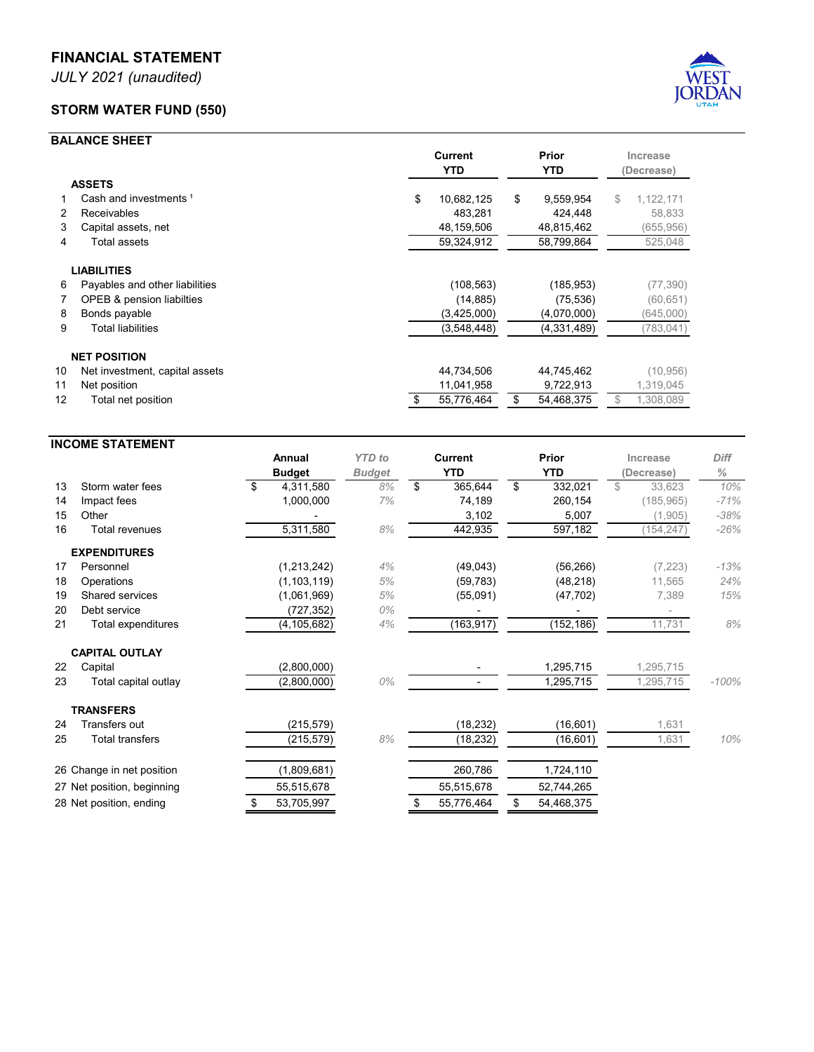# FINANCIAL STATEMENT

*JULY 2021 (unaudited)*

## STORM WATER FUND (550)

WEST JORDAN UTAH

### BALANCE SHEET

| | | Current YTD | Prior YTD | Increase (Decrease) |
|---|---|---|---|---|
| | **ASSETS** | | | |
| 1 | Cash and investments [1] | $ 10,682,125 | $ 9,559,954 | $ 1,122,171 |
| 2 | Receivables | 483,281 | 424,448 | 58,833 |
| 3 | Capital assets, net | 48,159,506 | 48,815,462 | (655,956) |
| 4 | Total assets | 59,324,912 | 58,799,864 | 525,048 |
| | **LIABILITIES** | | | |
| 6 | Payables and other liabilities | (108,563) | (185,953) | (77,390) |
| 7 | OPEB & pension liabilties | (14,885) | (75,536) | (60,651) |
| 8 | Bonds payable | (3,425,000) | (4,070,000) | (645,000) |
| 9 | Total liabilities | (3,548,448) | (4,331,489) | (783,041) |
| | **NET POSITION** | | | |
| 10 | Net investment, capital assets | 44,734,506 | 44,745,462 | (10,956) |
| 11 | Net position | 11,041,958 | 9,722,913 | 1,319,045 |
| 12 | Total net position | $ 55,776,464 | $ 54,468,375 | $ 1,308,089 |

### INCOME STATEMENT

| | | Annual Budget | *YTD to Budget* | Current YTD | Prior YTD | Increase (Decrease) | *Diff %* |
|---|---|---|---|---|---|---|---|
| 13 | Storm water fees | $ 4,311,580 | *8%* | $ 365,644 | $ 332,021 | $ 33,623 | *10%* |
| 14 | Impact fees | 1,000,000 | *7%* | 74,189 | 260,154 | (185,965) | *-71%* |
| 15 | Other | - | | 3,102 | 5,007 | (1,905) | *-38%* |
| 16 | Total revenues | 5,311,580 | *8%* | 442,935 | 597,182 | (154,247) | *-26%* |
| | **EXPENDITURES** | | | | | | |
| 17 | Personnel | (1,213,242) | *4%* | (49,043) | (56,266) | (7,223) | *-13%* |
| 18 | Operations | (1,103,119) | *5%* | (59,783) | (48,218) | 11,565 | *24%* |
| 19 | Shared services | (1,061,969) | *5%* | (55,091) | (47,702) | 7,389 | *15%* |
| 20 | Debt service | (727,352) | *0%* | - | - | - | |
| 21 | Total expenditures | (4,105,682) | *4%* | (163,917) | (152,186) | 11,731 | *8%* |
| | **CAPITAL OUTLAY** | | | | | | |
| 22 | Capital | (2,800,000) | | - | 1,295,715 | 1,295,715 | |
| 23 | Total capital outlay | (2,800,000) | *0%* | - | 1,295,715 | 1,295,715 | *-100%* |
| | **TRANSFERS** | | | | | | |
| 24 | Transfers out | (215,579) | | (18,232) | (16,601) | 1,631 | |
| 25 | Total transfers | (215,579) | *8%* | (18,232) | (16,601) | 1,631 | *10%* |
| 26 | Change in net position | (1,809,681) | | 260,786 | 1,724,110 | | |
| 27 | Net position, beginning | 55,515,678 | | 55,515,678 | 52,744,265 | | |
| 28 | Net position, ending | $ 53,705,997 | | $ 55,776,464 | $ 54,468,375 | | |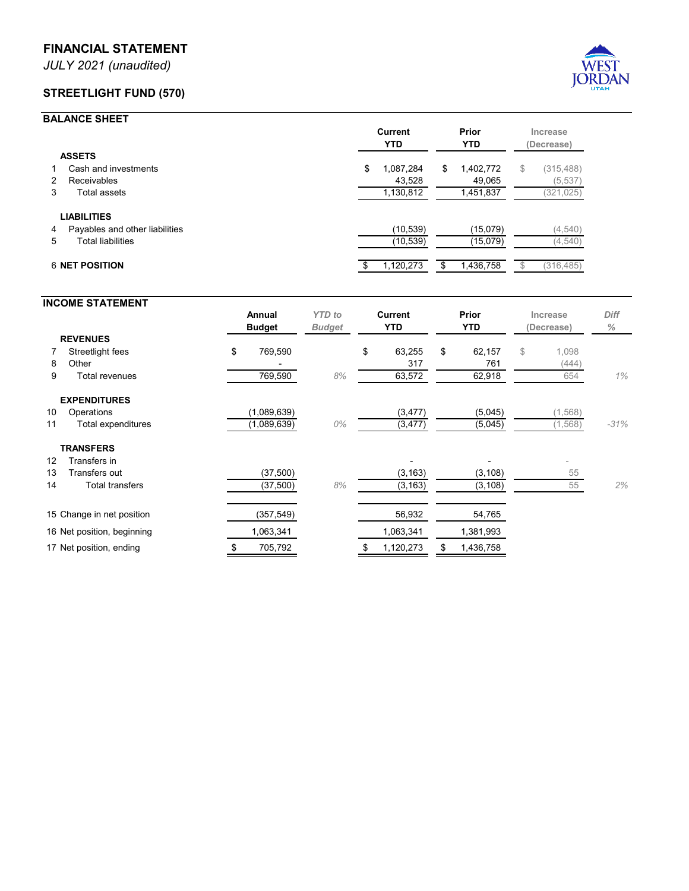# FINANCIAL STATEMENT

*JULY 2021 (unaudited)*

## STREETLIGHT FUND (570)

### BALANCE SHEET

| | | Current YTD | Prior YTD | Increase (Decrease) |
|---|---|---|---|---|
| | **ASSETS** | | | |
| 1 | Cash and investments | $ 1,087,284 | $ 1,402,772 | $ (315,488) |
| 2 | Receivables | 43,528 | 49,065 | (5,537) |
| 3 | Total assets | 1,130,812 | 1,451,837 | (321,025) |
| | **LIABILITIES** | | | |
| 4 | Payables and other liabilities | (10,539) | (15,079) | (4,540) |
| 5 | Total liabilities | (10,539) | (15,079) | (4,540) |
| 6 | **NET POSITION** | $ 1,120,273 | $ 1,436,758 | $ (316,485) |

### INCOME STATEMENT

| | | Annual Budget | *YTD to Budget* | Current YTD | Prior YTD | Increase (Decrease) | *Diff %* |
|---|---|---|---|---|---|---|---|
| | **REVENUES** | | | | | | |
| 7 | Streetlight fees | $ 769,590 | | $ 63,255 | $ 62,157 | $ 1,098 | |
| 8 | Other | - | | 317 | 761 | (444) | |
| 9 | Total revenues | 769,590 | *8%* | 63,572 | 62,918 | 654 | *1%* |
| | **EXPENDITURES** | | | | | | |
| 10 | Operations | (1,089,639) | | (3,477) | (5,045) | (1,568) | |
| 11 | Total expenditures | (1,089,639) | *0%* | (3,477) | (5,045) | (1,568) | *-31%* |
| | **TRANSFERS** | | | | | | |
| 12 | Transfers in | | | - | - | - | |
| 13 | Transfers out | (37,500) | | (3,163) | (3,108) | 55 | |
| 14 | Total transfers | (37,500) | *8%* | (3,163) | (3,108) | 55 | *2%* |
| 15 | Change in net position | (357,549) | | 56,932 | 54,765 | | |
| 16 | Net position, beginning | 1,063,341 | | 1,063,341 | 1,381,993 | | |
| 17 | Net position, ending | $ 705,792 | | $ 1,120,273 | $ 1,436,758 | | |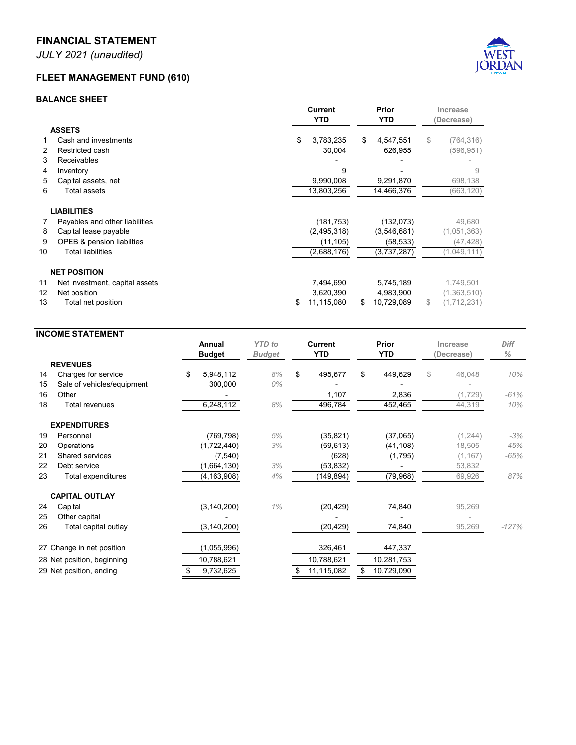# FINANCIAL STATEMENT

*JULY 2021 (unaudited)*

## FLEET MANAGEMENT FUND (610)

### BALANCE SHEET

| | | Current YTD | Prior YTD | Increase (Decrease) |
|---|---|---|---|---|
| | **ASSETS** | | | |
| 1 | Cash and investments | $ 3,783,235 | $ 4,547,551 | $ (764,316) |
| 2 | Restricted cash | 30,004 | 626,955 | (596,951) |
| 3 | Receivables | - | - | - |
| 4 | Inventory | 9 | - | 9 |
| 5 | Capital assets, net | 9,990,008 | 9,291,870 | 698,138 |
| 6 | Total assets | 13,803,256 | 14,466,376 | (663,120) |
| | **LIABILITIES** | | | |
| 7 | Payables and other liabilities | (181,753) | (132,073) | 49,680 |
| 8 | Capital lease payable | (2,495,318) | (3,546,681) | (1,051,363) |
| 9 | OPEB & pension liabilties | (11,105) | (58,533) | (47,428) |
| 10 | Total liabilities | (2,688,176) | (3,737,287) | (1,049,111) |
| | **NET POSITION** | | | |
| 11 | Net investment, capital assets | 7,494,690 | 5,745,189 | 1,749,501 |
| 12 | Net position | 3,620,390 | 4,983,900 | (1,363,510) |
| 13 | Total net position | $ 11,115,080 | $ 10,729,089 | $ (1,712,231) |

### INCOME STATEMENT

| | | Annual Budget | *YTD to Budget* | Current YTD | Prior YTD | Increase (Decrease) | *Diff %* |
|---|---|---|---|---|---|---|---|
| | **REVENUES** | | | | | | |
| 14 | Charges for service | $ 5,948,112 | *8%* | $ 495,677 | $ 449,629 | $ 46,048 | *10%* |
| 15 | Sale of vehicles/equipment | 300,000 | *0%* | - | - | - | |
| 16 | Other | - | | 1,107 | 2,836 | (1,729) | *-61%* |
| 18 | Total revenues | 6,248,112 | *8%* | 496,784 | 452,465 | 44,319 | *10%* |
| | **EXPENDITURES** | | | | | | |
| 19 | Personnel | (769,798) | *5%* | (35,821) | (37,065) | (1,244) | *-3%* |
| 20 | Operations | (1,722,440) | *3%* | (59,613) | (41,108) | 18,505 | *45%* |
| 21 | Shared services | (7,540) | | (628) | (1,795) | (1,167) | *-65%* |
| 22 | Debt service | (1,664,130) | *3%* | (53,832) | - | 53,832 | |
| 23 | Total expenditures | (4,163,908) | *4%* | (149,894) | (79,968) | 69,926 | *87%* |
| | **CAPITAL OUTLAY** | | | | | | |
| 24 | Capital | (3,140,200) | *1%* | (20,429) | 74,840 | 95,269 | |
| 25 | Other capital | - | | - | - | - | |
| 26 | Total capital outlay | (3,140,200) | | (20,429) | 74,840 | 95,269 | *-127%* |
| 27 | Change in net position | (1,055,996) | | 326,461 | 447,337 | | |
| 28 | Net position, beginning | 10,788,621 | | 10,788,621 | 10,281,753 | | |
| 29 | Net position, ending | $ 9,732,625 | | $ 11,115,082 | $ 10,729,090 | | |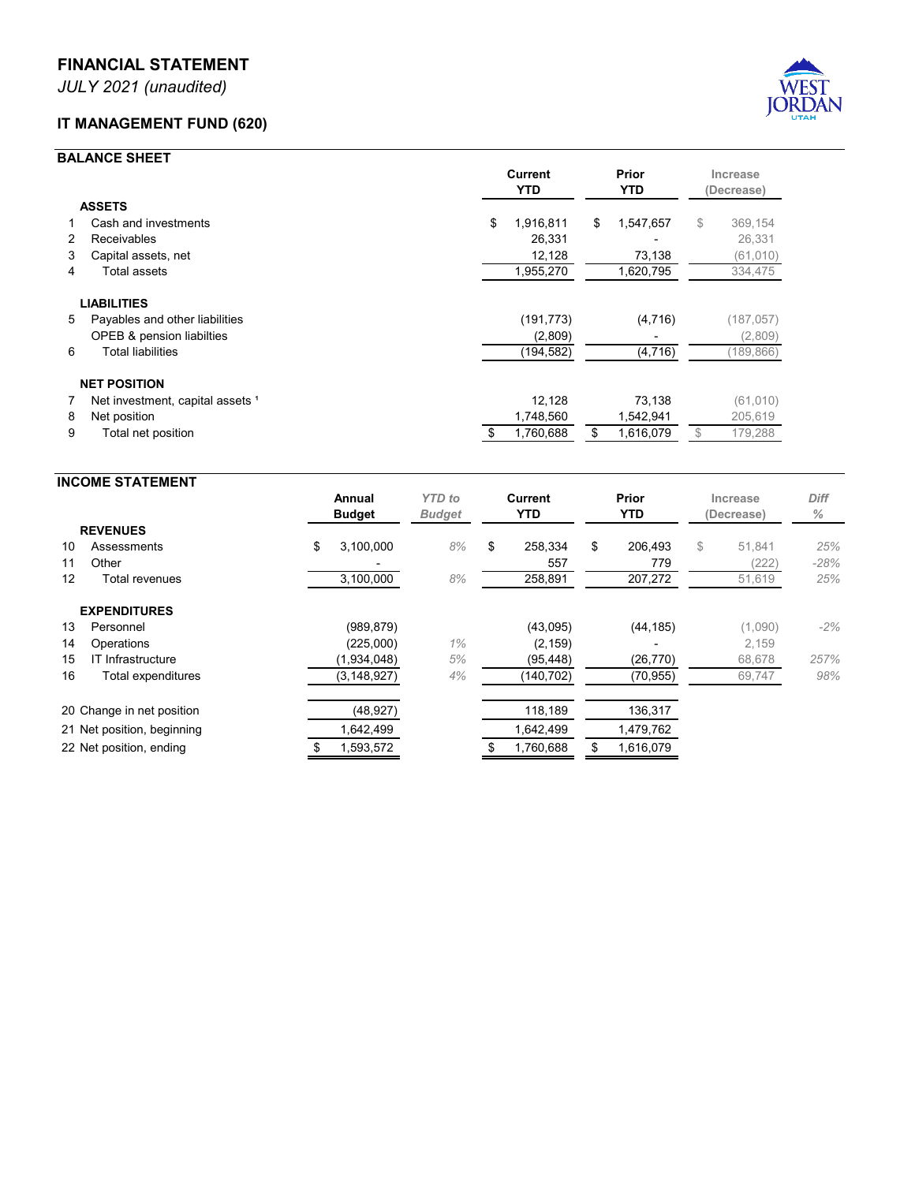# FINANCIAL STATEMENT

*JULY 2021 (unaudited)*

## IT MANAGEMENT FUND (620)

### BALANCE SHEET

| | | Current YTD | Prior YTD | Increase (Decrease) |
|---|---|---|---|---|
| | **ASSETS** | | | |
| 1 | Cash and investments | $ 1,916,811 | $ 1,547,657 | $ 369,154 |
| 2 | Receivables | 26,331 | - | 26,331 |
| 3 | Capital assets, net | 12,128 | 73,138 | (61,010) |
| 4 | Total assets | 1,955,270 | 1,620,795 | 334,475 |
| | **LIABILITIES** | | | |
| 5 | Payables and other liabilities | (191,773) | (4,716) | (187,057) |
| | OPEB & pension liabilties | (2,809) | - | (2,809) |
| 6 | Total liabilities | (194,582) | (4,716) | (189,866) |
| | **NET POSITION** | | | |
| 7 | Net investment, capital assets [1] | 12,128 | 73,138 | (61,010) |
| 8 | Net position | 1,748,560 | 1,542,941 | 205,619 |
| 9 | Total net position | $ 1,760,688 | $ 1,616,079 | $ 179,288 |

### INCOME STATEMENT

| | | Annual Budget | *YTD to Budget* | Current YTD | Prior YTD | Increase (Decrease) | *Diff %* |
|---|---|---|---|---|---|---|---|
| | **REVENUES** | | | | | | |
| 10 | Assessments | $ 3,100,000 | *8%* | $ 258,334 | $ 206,493 | $ 51,841 | *25%* |
| 11 | Other | - | | 557 | 779 | (222) | *-28%* |
| 12 | Total revenues | 3,100,000 | *8%* | 258,891 | 207,272 | 51,619 | *25%* |
| | **EXPENDITURES** | | | | | | |
| 13 | Personnel | (989,879) | | (43,095) | (44,185) | (1,090) | *-2%* |
| 14 | Operations | (225,000) | *1%* | (2,159) | - | 2,159 | |
| 15 | IT Infrastructure | (1,934,048) | *5%* | (95,448) | (26,770) | 68,678 | *257%* |
| 16 | Total expenditures | (3,148,927) | *4%* | (140,702) | (70,955) | 69,747 | *98%* |
| 20 | Change in net position | (48,927) | | 118,189 | 136,317 | | |
| 21 | Net position, beginning | 1,642,499 | | 1,642,499 | 1,479,762 | | |
| 22 | Net position, ending | $ 1,593,572 | | $ 1,760,688 | $ 1,616,079 | | |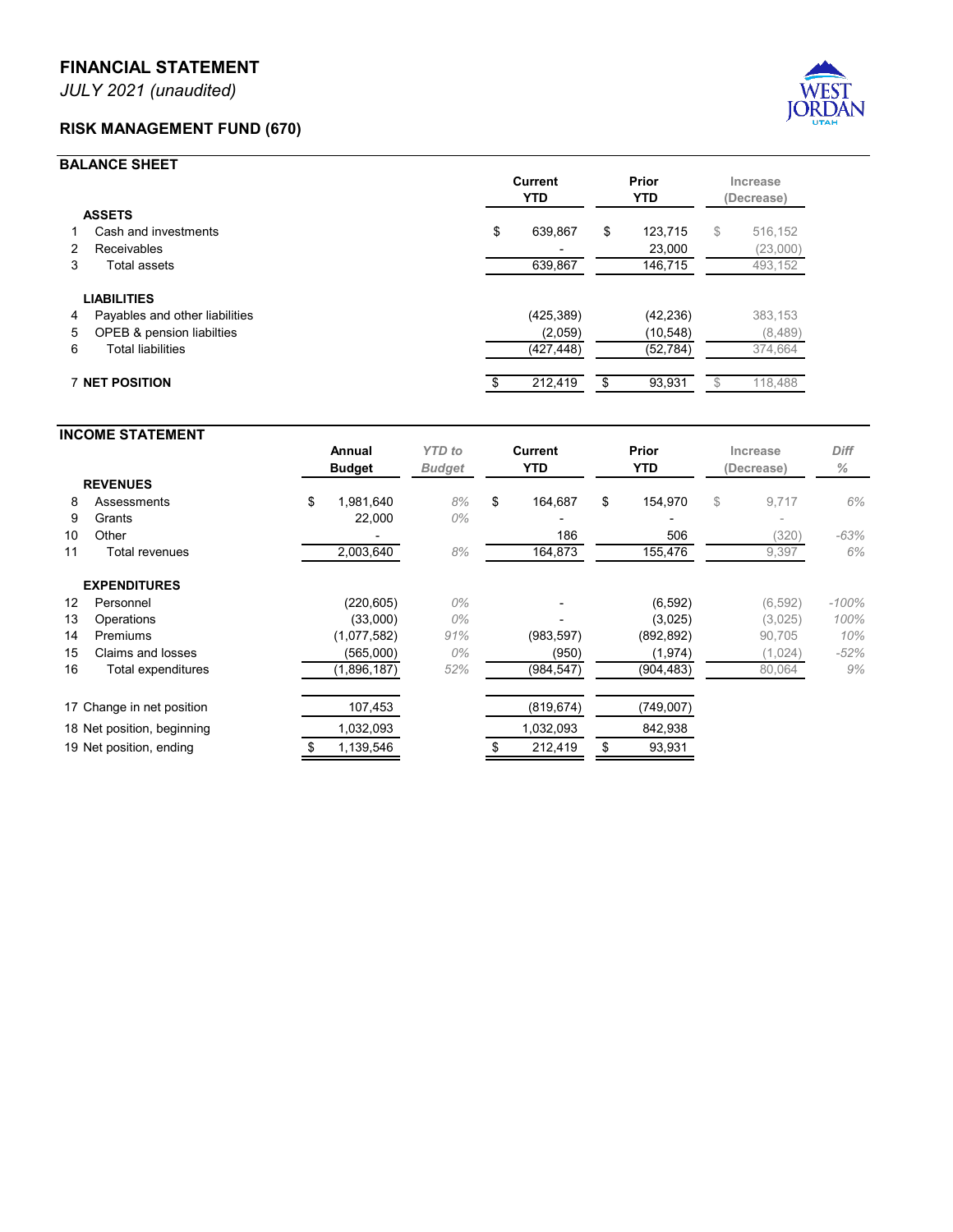# FINANCIAL STATEMENT

*JULY 2021 (unaudited)*

## RISK MANAGEMENT FUND (670)

### BALANCE SHEET

| | | Current YTD | Prior YTD | Increase (Decrease) |
|---|---|---|---|---|
| | **ASSETS** | | | |
| 1 | Cash and investments | $ 639,867 | $ 123,715 | $ 516,152 |
| 2 | Receivables | - | 23,000 | (23,000) |
| 3 | Total assets | 639,867 | 146,715 | 493,152 |
| | **LIABILITIES** | | | |
| 4 | Payables and other liabilities | (425,389) | (42,236) | 383,153 |
| 5 | OPEB & pension liabilties | (2,059) | (10,548) | (8,489) |
| 6 | Total liabilities | (427,448) | (52,784) | 374,664 |
| 7 | **NET POSITION** | $ 212,419 | $ 93,931 | $ 118,488 |

### INCOME STATEMENT

| | | Annual Budget | *YTD to Budget* | Current YTD | Prior YTD | Increase (Decrease) | *Diff %* |
|---|---|---|---|---|---|---|---|
| | **REVENUES** | | | | | | |
| 8 | Assessments | $ 1,981,640 | *8%* | $ 164,687 | $ 154,970 | $ 9,717 | *6%* |
| 9 | Grants | 22,000 | *0%* | - | - | - | |
| 10 | Other | - | | 186 | 506 | (320) | *-63%* |
| 11 | Total revenues | 2,003,640 | *8%* | 164,873 | 155,476 | 9,397 | *6%* |
| | **EXPENDITURES** | | | | | | |
| 12 | Personnel | (220,605) | *0%* | - | (6,592) | (6,592) | *-100%* |
| 13 | Operations | (33,000) | *0%* | - | (3,025) | (3,025) | *100%* |
| 14 | Premiums | (1,077,582) | *91%* | (983,597) | (892,892) | 90,705 | *10%* |
| 15 | Claims and losses | (565,000) | *0%* | (950) | (1,974) | (1,024) | *-52%* |
| 16 | Total expenditures | (1,896,187) | *52%* | (984,547) | (904,483) | 80,064 | *9%* |
| 17 | Change in net position | 107,453 | | (819,674) | (749,007) | | |
| 18 | Net position, beginning | 1,032,093 | | 1,032,093 | 842,938 | | |
| 19 | Net position, ending | $ 1,139,546 | | $ 212,419 | $ 93,931 | | |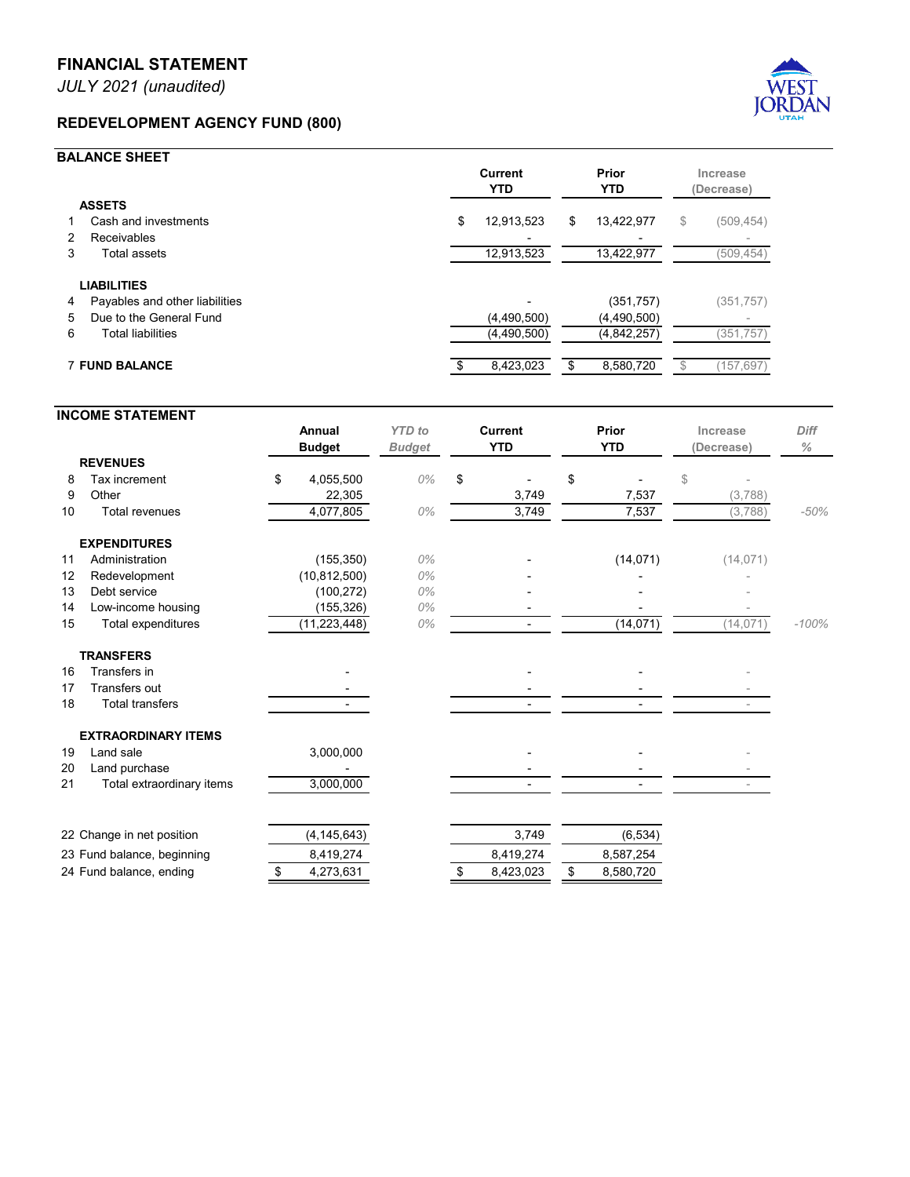# FINANCIAL STATEMENT

*JULY 2021 (unaudited)*

## REDEVELOPMENT AGENCY FUND (800)

### BALANCE SHEET

| | | Current YTD | Prior YTD | Increase (Decrease) |
|---|---|---|---|---|
| | **ASSETS** | | | |
| 1 | Cash and investments | $ 12,913,523 | $ 13,422,977 | $ (509,454) |
| 2 | Receivables | - | - | - |
| 3 | Total assets | 12,913,523 | 13,422,977 | (509,454) |
| | **LIABILITIES** | | | |
| 4 | Payables and other liabilities | - | (351,757) | (351,757) |
| 5 | Due to the General Fund | (4,490,500) | (4,490,500) | - |
| 6 | Total liabilities | (4,490,500) | (4,842,257) | (351,757) |
| 7 | **FUND BALANCE** | $ 8,423,023 | $ 8,580,720 | $ (157,697) |

### INCOME STATEMENT

| | | Annual Budget | *YTD to Budget* | Current YTD | Prior YTD | Increase (Decrease) | *Diff %* |
|---|---|---|---|---|---|---|---|
| | **REVENUES** | | | | | | |
| 8 | Tax increment | $ 4,055,500 | *0%* | $ - | $ - | $ - | |
| 9 | Other | 22,305 | | 3,749 | 7,537 | (3,788) | |
| 10 | Total revenues | 4,077,805 | *0%* | 3,749 | 7,537 | (3,788) | *-50%* |
| | **EXPENDITURES** | | | | | | |
| 11 | Administration | (155,350) | *0%* | - | (14,071) | (14,071) | |
| 12 | Redevelopment | (10,812,500) | *0%* | - | - | - | |
| 13 | Debt service | (100,272) | *0%* | - | - | - | |
| 14 | Low-income housing | (155,326) | *0%* | - | - | - | |
| 15 | Total expenditures | (11,223,448) | *0%* | - | (14,071) | (14,071) | *-100%* |
| | **TRANSFERS** | | | | | | |
| 16 | Transfers in | - | | - | - | - | |
| 17 | Transfers out | - | | - | - | - | |
| 18 | Total transfers | - | | - | - | - | |
| | **EXTRAORDINARY ITEMS** | | | | | | |
| 19 | Land sale | 3,000,000 | | - | - | - | |
| 20 | Land purchase | - | | - | - | - | |
| 21 | Total extraordinary items | 3,000,000 | | - | - | - | |
| 22 | Change in net position | (4,145,643) | | 3,749 | (6,534) | | |
| 23 | Fund balance, beginning | 8,419,274 | | 8,419,274 | 8,587,254 | | |
| 24 | Fund balance, ending | $ 4,273,631 | | $ 8,423,023 | $ 8,580,720 | | |